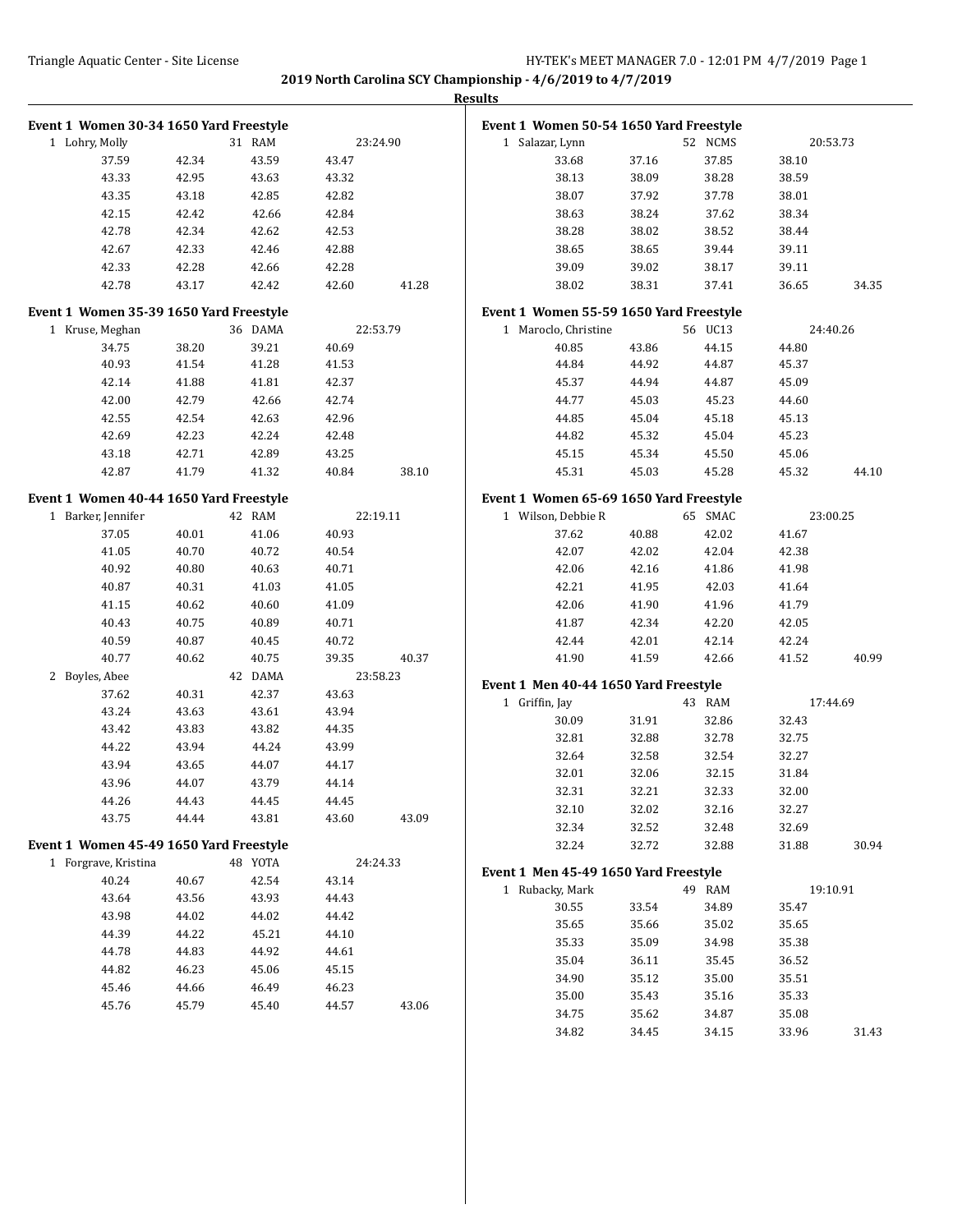**2019 North Carolina SCY Championship - 4/6/2019 to 4/7/2019**

**Results**

### Event 1 Women 30-34 1650 Yard Freestyle

1 Lohry, Molly 31 RAM 23:24.90

| | | | | |
|---|---|---|---|---|
| 37.59 | 42.34 | 43.59 | 43.47 | |
| 43.33 | 42.95 | 43.63 | 43.32 | |
| 43.35 | 43.18 | 42.85 | 42.82 | |
| 42.15 | 42.42 | 42.66 | 42.84 | |
| 42.78 | 42.34 | 42.62 | 42.53 | |
| 42.67 | 42.33 | 42.46 | 42.88 | |
| 42.33 | 42.28 | 42.66 | 42.28 | |
| 42.78 | 43.17 | 42.42 | 42.60 | 41.28 |

### Event 1 Women 35-39 1650 Yard Freestyle

1 Kruse, Meghan 36 DAMA 22:53.79

| | | | | |
|---|---|---|---|---|
| 34.75 | 38.20 | 39.21 | 40.69 | |
| 40.93 | 41.54 | 41.28 | 41.53 | |
| 42.14 | 41.88 | 41.81 | 42.37 | |
| 42.00 | 42.79 | 42.66 | 42.74 | |
| 42.55 | 42.54 | 42.63 | 42.96 | |
| 42.69 | 42.23 | 42.24 | 42.48 | |
| 43.18 | 42.71 | 42.89 | 43.25 | |
| 42.87 | 41.79 | 41.32 | 40.84 | 38.10 |

### Event 1 Women 40-44 1650 Yard Freestyle

1 Barker, Jennifer 42 RAM 22:19.11

| | | | | |
|---|---|---|---|---|
| 37.05 | 40.01 | 41.06 | 40.93 | |
| 41.05 | 40.70 | 40.72 | 40.54 | |
| 40.92 | 40.80 | 40.63 | 40.71 | |
| 40.87 | 40.31 | 41.03 | 41.05 | |
| 41.15 | 40.62 | 40.60 | 41.09 | |
| 40.43 | 40.75 | 40.89 | 40.71 | |
| 40.59 | 40.87 | 40.45 | 40.72 | |
| 40.77 | 40.62 | 40.75 | 39.35 | 40.37 |

2 Boyles, Abee 42 DAMA 23:58.23

| | | | | |
|---|---|---|---|---|
| 37.62 | 40.31 | 42.37 | 43.63 | |
| 43.24 | 43.63 | 43.61 | 43.94 | |
| 43.42 | 43.83 | 43.82 | 44.35 | |
| 44.22 | 43.94 | 44.24 | 43.99 | |
| 43.94 | 43.65 | 44.07 | 44.17 | |
| 43.96 | 44.07 | 43.79 | 44.14 | |
| 44.26 | 44.43 | 44.45 | 44.45 | |
| 43.75 | 44.44 | 43.81 | 43.60 | 43.09 |

### Event 1 Women 45-49 1650 Yard Freestyle

1 Forgrave, Kristina 48 YOTA 24:24.33

| | | | | |
|---|---|---|---|---|
| 40.24 | 40.67 | 42.54 | 43.14 | |
| 43.64 | 43.56 | 43.93 | 44.43 | |
| 43.98 | 44.02 | 44.02 | 44.42 | |
| 44.39 | 44.22 | 45.21 | 44.10 | |
| 44.78 | 44.83 | 44.92 | 44.61 | |
| 44.82 | 46.23 | 45.06 | 45.15 | |
| 45.46 | 44.66 | 46.49 | 46.23 | |
| 45.76 | 45.79 | 45.40 | 44.57 | 43.06 |

### Event 1 Women 50-54 1650 Yard Freestyle

1 Salazar, Lynn 52 NCMS 20:53.73

| | | | | |
|---|---|---|---|---|
| 33.68 | 37.16 | 37.85 | 38.10 | |
| 38.13 | 38.09 | 38.28 | 38.59 | |
| 38.07 | 37.92 | 37.78 | 38.01 | |
| 38.63 | 38.24 | 37.62 | 38.34 | |
| 38.28 | 38.02 | 38.52 | 38.44 | |
| 38.65 | 38.65 | 39.44 | 39.11 | |
| 39.09 | 39.02 | 38.17 | 39.11 | |
| 38.02 | 38.31 | 37.41 | 36.65 | 34.35 |

### Event 1 Women 55-59 1650 Yard Freestyle

1 Maroclo, Christine 56 UC13 24:40.26

| | | | | |
|---|---|---|---|---|
| 40.85 | 43.86 | 44.15 | 44.80 | |
| 44.84 | 44.92 | 44.87 | 45.37 | |
| 45.37 | 44.94 | 44.87 | 45.09 | |
| 44.77 | 45.03 | 45.23 | 44.60 | |
| 44.85 | 45.04 | 45.18 | 45.13 | |
| 44.82 | 45.32 | 45.04 | 45.23 | |
| 45.15 | 45.34 | 45.50 | 45.06 | |
| 45.31 | 45.03 | 45.28 | 45.32 | 44.10 |

### Event 1 Women 65-69 1650 Yard Freestyle

1 Wilson, Debbie R 65 SMAC 23:00.25

| | | | | |
|---|---|---|---|---|
| 37.62 | 40.88 | 42.02 | 41.67 | |
| 42.07 | 42.02 | 42.04 | 42.38 | |
| 42.06 | 42.16 | 41.86 | 41.98 | |
| 42.21 | 41.95 | 42.03 | 41.64 | |
| 42.06 | 41.90 | 41.96 | 41.79 | |
| 41.87 | 42.34 | 42.20 | 42.05 | |
| 42.44 | 42.01 | 42.14 | 42.24 | |
| 41.90 | 41.59 | 42.66 | 41.52 | 40.99 |

### Event 1 Men 40-44 1650 Yard Freestyle

1 Griffin, Jay 43 RAM 17:44.69

| | | | | |
|---|---|---|---|---|
| 30.09 | 31.91 | 32.86 | 32.43 | |
| 32.81 | 32.88 | 32.78 | 32.75 | |
| 32.64 | 32.58 | 32.54 | 32.27 | |
| 32.01 | 32.06 | 32.15 | 31.84 | |
| 32.31 | 32.21 | 32.33 | 32.00 | |
| 32.10 | 32.02 | 32.16 | 32.27 | |
| 32.34 | 32.52 | 32.48 | 32.69 | |
| 32.24 | 32.72 | 32.88 | 31.88 | 30.94 |

### Event 1 Men 45-49 1650 Yard Freestyle

1 Rubacky, Mark 49 RAM 19:10.91

| | | | | |
|---|---|---|---|---|
| 30.55 | 33.54 | 34.89 | 35.47 | |
| 35.65 | 35.66 | 35.02 | 35.65 | |
| 35.33 | 35.09 | 34.98 | 35.38 | |
| 35.04 | 36.11 | 35.45 | 36.52 | |
| 34.90 | 35.12 | 35.00 | 35.51 | |
| 35.00 | 35.43 | 35.16 | 35.33 | |
| 34.75 | 35.62 | 34.87 | 35.08 | |
| 34.82 | 34.45 | 34.15 | 33.96 | 31.43 |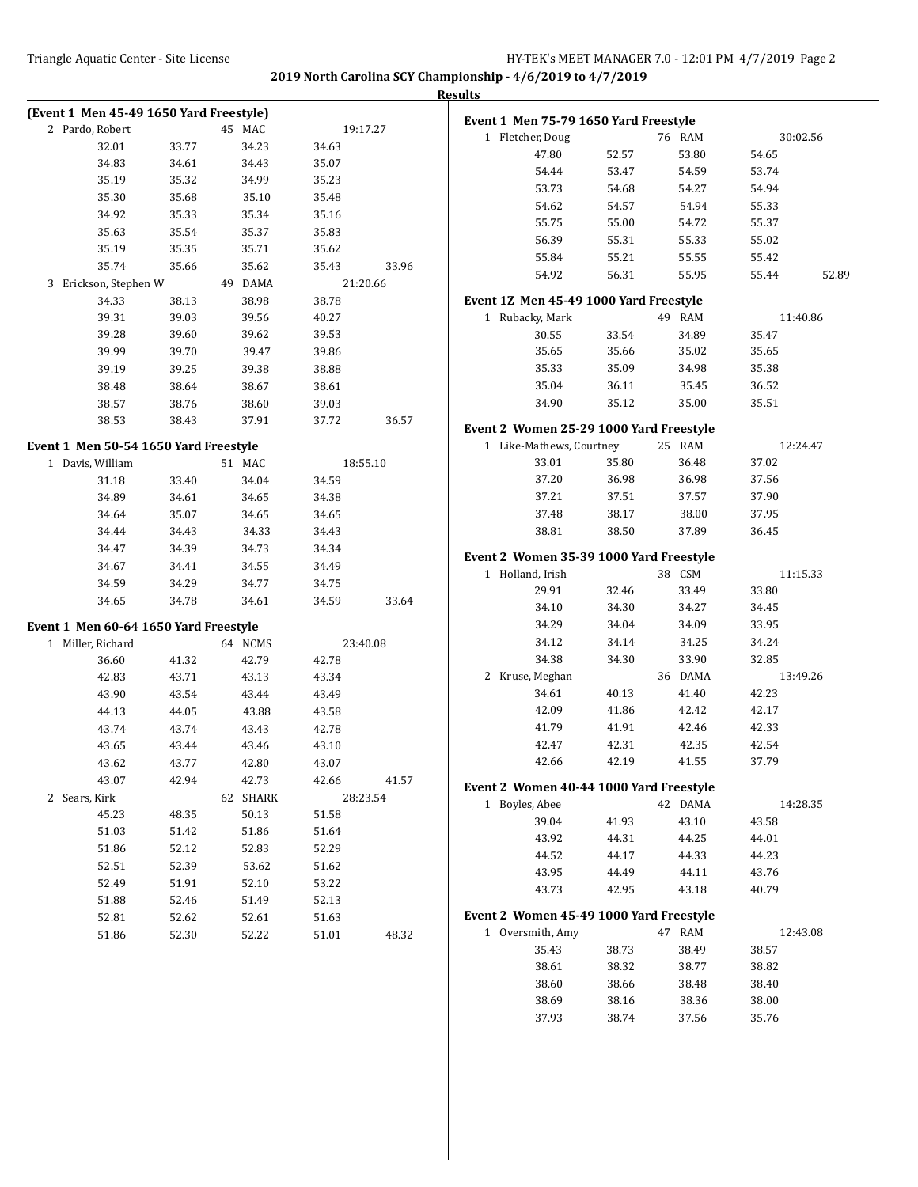**2019 North Carolina SCY Championship - 4/6/2019 to 4/7/2019**

**Results**

### (Event 1 Men 45-49 1650 Yard Freestyle)

2 Pardo, Robert 45 MAC 19:17.27

| | | | | |
|---|---|---|---|---|
| 32.01 | 33.77 | 34.23 | 34.63 | |
| 34.83 | 34.61 | 34.43 | 35.07 | |
| 35.19 | 35.32 | 34.99 | 35.23 | |
| 35.30 | 35.68 | 35.10 | 35.48 | |
| 34.92 | 35.33 | 35.34 | 35.16 | |
| 35.63 | 35.54 | 35.37 | 35.83 | |
| 35.19 | 35.35 | 35.71 | 35.62 | |
| 35.74 | 35.66 | 35.62 | 35.43 | 33.96 |

3 Erickson, Stephen W 49 DAMA 21:20.66

| | | | | |
|---|---|---|---|---|
| 34.33 | 38.13 | 38.98 | 38.78 | |
| 39.31 | 39.03 | 39.56 | 40.27 | |
| 39.28 | 39.60 | 39.62 | 39.53 | |
| 39.99 | 39.70 | 39.47 | 39.86 | |
| 39.19 | 39.25 | 39.38 | 38.88 | |
| 38.48 | 38.64 | 38.67 | 38.61 | |
| 38.57 | 38.76 | 38.60 | 39.03 | |
| 38.53 | 38.43 | 37.91 | 37.72 | 36.57 |

### Event 1 Men 50-54 1650 Yard Freestyle

1 Davis, William 51 MAC 18:55.10

| | | | | |
|---|---|---|---|---|
| 31.18 | 33.40 | 34.04 | 34.59 | |
| 34.89 | 34.61 | 34.65 | 34.38 | |
| 34.64 | 35.07 | 34.65 | 34.65 | |
| 34.44 | 34.43 | 34.33 | 34.43 | |
| 34.47 | 34.39 | 34.73 | 34.34 | |
| 34.67 | 34.41 | 34.55 | 34.49 | |
| 34.59 | 34.29 | 34.77 | 34.75 | |
| 34.65 | 34.78 | 34.61 | 34.59 | 33.64 |

### Event 1 Men 60-64 1650 Yard Freestyle

1 Miller, Richard 64 NCMS 23:40.08

| | | | | |
|---|---|---|---|---|
| 36.60 | 41.32 | 42.79 | 42.78 | |
| 42.83 | 43.71 | 43.13 | 43.34 | |
| 43.90 | 43.54 | 43.44 | 43.49 | |
| 44.13 | 44.05 | 43.88 | 43.58 | |
| 43.74 | 43.74 | 43.43 | 42.78 | |
| 43.65 | 43.44 | 43.46 | 43.10 | |
| 43.62 | 43.77 | 42.80 | 43.07 | |
| 43.07 | 42.94 | 42.73 | 42.66 | 41.57 |

2 Sears, Kirk 62 SHARK 28:23.54

| | | | | |
|---|---|---|---|---|
| 45.23 | 48.35 | 50.13 | 51.58 | |
| 51.03 | 51.42 | 51.86 | 51.64 | |
| 51.86 | 52.12 | 52.83 | 52.29 | |
| 52.51 | 52.39 | 53.62 | 51.62 | |
| 52.49 | 51.91 | 52.10 | 53.22 | |
| 51.88 | 52.46 | 51.49 | 52.13 | |
| 52.81 | 52.62 | 52.61 | 51.63 | |
| 51.86 | 52.30 | 52.22 | 51.01 | 48.32 |

### Event 1 Men 75-79 1650 Yard Freestyle

1 Fletcher, Doug 76 RAM 30:02.56

| | | | | |
|---|---|---|---|---|
| 47.80 | 52.57 | 53.80 | 54.65 | |
| 54.44 | 53.47 | 54.59 | 53.74 | |
| 53.73 | 54.68 | 54.27 | 54.94 | |
| 54.62 | 54.57 | 54.94 | 55.33 | |
| 55.75 | 55.00 | 54.72 | 55.37 | |
| 56.39 | 55.31 | 55.33 | 55.02 | |
| 55.84 | 55.21 | 55.55 | 55.42 | |
| 54.92 | 56.31 | 55.95 | 55.44 | 52.89 |

### Event 1Z Men 45-49 1000 Yard Freestyle

1 Rubacky, Mark 49 RAM 11:40.86

| | | | |
|---|---|---|---|
| 30.55 | 33.54 | 34.89 | 35.47 |
| 35.65 | 35.66 | 35.02 | 35.65 |
| 35.33 | 35.09 | 34.98 | 35.38 |
| 35.04 | 36.11 | 35.45 | 36.52 |
| 34.90 | 35.12 | 35.00 | 35.51 |

### Event 2 Women 25-29 1000 Yard Freestyle

1 Like-Mathews, Courtney 25 RAM 12:24.47

| | | | |
|---|---|---|---|
| 33.01 | 35.80 | 36.48 | 37.02 |
| 37.20 | 36.98 | 36.98 | 37.56 |
| 37.21 | 37.51 | 37.57 | 37.90 |
| 37.48 | 38.17 | 38.00 | 37.95 |
| 38.81 | 38.50 | 37.89 | 36.45 |

### Event 2 Women 35-39 1000 Yard Freestyle

1 Holland, Irish 38 CSM 11:15.33

| | | | |
|---|---|---|---|
| 29.91 | 32.46 | 33.49 | 33.80 |
| 34.10 | 34.30 | 34.27 | 34.45 |
| 34.29 | 34.04 | 34.09 | 33.95 |
| 34.12 | 34.14 | 34.25 | 34.24 |
| 34.38 | 34.30 | 33.90 | 32.85 |

2 Kruse, Meghan 36 DAMA 13:49.26

| | | | |
|---|---|---|---|
| 34.61 | 40.13 | 41.40 | 42.23 |
| 42.09 | 41.86 | 42.42 | 42.17 |
| 41.79 | 41.91 | 42.46 | 42.33 |
| 42.47 | 42.31 | 42.35 | 42.54 |
| 42.66 | 42.19 | 41.55 | 37.79 |

### Event 2 Women 40-44 1000 Yard Freestyle

1 Boyles, Abee 42 DAMA 14:28.35

| | | | |
|---|---|---|---|
| 39.04 | 41.93 | 43.10 | 43.58 |
| 43.92 | 44.31 | 44.25 | 44.01 |
| 44.52 | 44.17 | 44.33 | 44.23 |
| 43.95 | 44.49 | 44.11 | 43.76 |
| 43.73 | 42.95 | 43.18 | 40.79 |

### Event 2 Women 45-49 1000 Yard Freestyle

1 Oversmith, Amy 47 RAM 12:43.08

| | | | |
|---|---|---|---|
| 35.43 | 38.73 | 38.49 | 38.57 |
| 38.61 | 38.32 | 38.77 | 38.82 |
| 38.60 | 38.66 | 38.48 | 38.40 |
| 38.69 | 38.16 | 38.36 | 38.00 |
| 37.93 | 38.74 | 37.56 | 35.76 |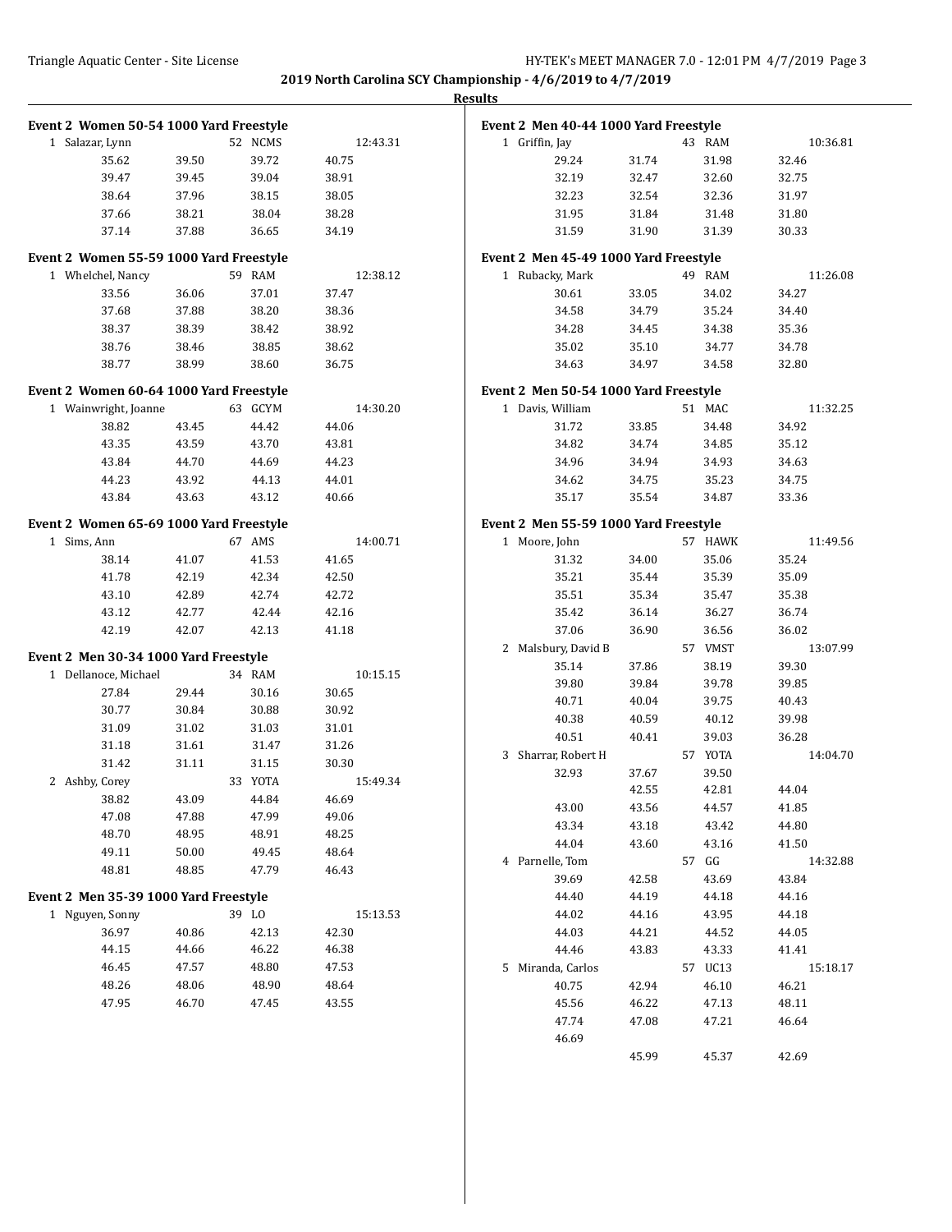**2019 North Carolina SCY Championship - 4/6/2019 to 4/7/2019**

**Results**

### Event 2 Women 50-54 1000 Yard Freestyle

| | | | | |
|---|---|---|---|---|
| 1 Salazar, Lynn | | 52 NCMS | | 12:43.31 |
| 35.62 | 39.50 | 39.72 | 40.75 | |
| 39.47 | 39.45 | 39.04 | 38.91 | |
| 38.64 | 37.96 | 38.15 | 38.05 | |
| 37.66 | 38.21 | 38.04 | 38.28 | |
| 37.14 | 37.88 | 36.65 | 34.19 | |

### Event 2 Women 55-59 1000 Yard Freestyle

| | | | | |
|---|---|---|---|---|
| 1 Whelchel, Nancy | | 59 RAM | | 12:38.12 |
| 33.56 | 36.06 | 37.01 | 37.47 | |
| 37.68 | 37.88 | 38.20 | 38.36 | |
| 38.37 | 38.39 | 38.42 | 38.92 | |
| 38.76 | 38.46 | 38.85 | 38.62 | |
| 38.77 | 38.99 | 38.60 | 36.75 | |

### Event 2 Women 60-64 1000 Yard Freestyle

| | | | | |
|---|---|---|---|---|
| 1 Wainwright, Joanne | | 63 GCYM | | 14:30.20 |
| 38.82 | 43.45 | 44.42 | 44.06 | |
| 43.35 | 43.59 | 43.70 | 43.81 | |
| 43.84 | 44.70 | 44.69 | 44.23 | |
| 44.23 | 43.92 | 44.13 | 44.01 | |
| 43.84 | 43.63 | 43.12 | 40.66 | |

### Event 2 Women 65-69 1000 Yard Freestyle

| | | | | |
|---|---|---|---|---|
| 1 Sims, Ann | | 67 AMS | | 14:00.71 |
| 38.14 | 41.07 | 41.53 | 41.65 | |
| 41.78 | 42.19 | 42.34 | 42.50 | |
| 43.10 | 42.89 | 42.74 | 42.72 | |
| 43.12 | 42.77 | 42.44 | 42.16 | |
| 42.19 | 42.07 | 42.13 | 41.18 | |

### Event 2 Men 30-34 1000 Yard Freestyle

| | | | | |
|---|---|---|---|---|
| 1 Dellanoce, Michael | | 34 RAM | | 10:15.15 |
| 27.84 | 29.44 | 30.16 | 30.65 | |
| 30.77 | 30.84 | 30.88 | 30.92 | |
| 31.09 | 31.02 | 31.03 | 31.01 | |
| 31.18 | 31.61 | 31.47 | 31.26 | |
| 31.42 | 31.11 | 31.15 | 30.30 | |
| 2 Ashby, Corey | | 33 YOTA | | 15:49.34 |
| 38.82 | 43.09 | 44.84 | 46.69 | |
| 47.08 | 47.88 | 47.99 | 49.06 | |
| 48.70 | 48.95 | 48.91 | 48.25 | |
| 49.11 | 50.00 | 49.45 | 48.64 | |
| 48.81 | 48.85 | 47.79 | 46.43 | |

### Event 2 Men 35-39 1000 Yard Freestyle

| | | | | |
|---|---|---|---|---|
| 1 Nguyen, Sonny | | 39 LO | | 15:13.53 |
| 36.97 | 40.86 | 42.13 | 42.30 | |
| 44.15 | 44.66 | 46.22 | 46.38 | |
| 46.45 | 47.57 | 48.80 | 47.53 | |
| 48.26 | 48.06 | 48.90 | 48.64 | |
| 47.95 | 46.70 | 47.45 | 43.55 | |

### Event 2 Men 40-44 1000 Yard Freestyle

| | | | | |
|---|---|---|---|---|
| 1 Griffin, Jay | | 43 RAM | | 10:36.81 |
| 29.24 | 31.74 | 31.98 | 32.46 | |
| 32.19 | 32.47 | 32.60 | 32.75 | |
| 32.23 | 32.54 | 32.36 | 31.97 | |
| 31.95 | 31.84 | 31.48 | 31.80 | |
| 31.59 | 31.90 | 31.39 | 30.33 | |

### Event 2 Men 45-49 1000 Yard Freestyle

| | | | | |
|---|---|---|---|---|
| 1 Rubacky, Mark | | 49 RAM | | 11:26.08 |
| 30.61 | 33.05 | 34.02 | 34.27 | |
| 34.58 | 34.79 | 35.24 | 34.40 | |
| 34.28 | 34.45 | 34.38 | 35.36 | |
| 35.02 | 35.10 | 34.77 | 34.78 | |
| 34.63 | 34.97 | 34.58 | 32.80 | |

### Event 2 Men 50-54 1000 Yard Freestyle

| | | | | |
|---|---|---|---|---|
| 1 Davis, William | | 51 MAC | | 11:32.25 |
| 31.72 | 33.85 | 34.48 | 34.92 | |
| 34.82 | 34.74 | 34.85 | 35.12 | |
| 34.96 | 34.94 | 34.93 | 34.63 | |
| 34.62 | 34.75 | 35.23 | 34.75 | |
| 35.17 | 35.54 | 34.87 | 33.36 | |

### Event 2 Men 55-59 1000 Yard Freestyle

| | | | | |
|---|---|---|---|---|
| 1 Moore, John | | 57 HAWK | | 11:49.56 |
| 31.32 | 34.00 | 35.06 | 35.24 | |
| 35.21 | 35.44 | 35.39 | 35.09 | |
| 35.51 | 35.34 | 35.47 | 35.38 | |
| 35.42 | 36.14 | 36.27 | 36.74 | |
| 37.06 | 36.90 | 36.56 | 36.02 | |
| 2 Malsbury, David B | | 57 VMST | | 13:07.99 |
| 35.14 | 37.86 | 38.19 | 39.30 | |
| 39.80 | 39.84 | 39.78 | 39.85 | |
| 40.71 | 40.04 | 39.75 | 40.43 | |
| 40.38 | 40.59 | 40.12 | 39.98 | |
| 40.51 | 40.41 | 39.03 | 36.28 | |
| 3 Sharrar, Robert H | | 57 YOTA | | 14:04.70 |
| 32.93 | 37.67 | 39.50 | | |
| | 42.55 | 42.81 | 44.04 | |
| 43.00 | 43.56 | 44.57 | 41.85 | |
| 43.34 | 43.18 | 43.42 | 44.80 | |
| 44.04 | 43.60 | 43.16 | 41.50 | |
| 4 Parnelle, Tom | | 57 GG | | 14:32.88 |
| 39.69 | 42.58 | 43.69 | 43.84 | |
| 44.40 | 44.19 | 44.18 | 44.16 | |
| 44.02 | 44.16 | 43.95 | 44.18 | |
| 44.03 | 44.21 | 44.52 | 44.05 | |
| 44.46 | 43.83 | 43.33 | 41.41 | |
| 5 Miranda, Carlos | | 57 UC13 | | 15:18.17 |
| 40.75 | 42.94 | 46.10 | 46.21 | |
| 45.56 | 46.22 | 47.13 | 48.11 | |
| 47.74 | 47.08 | 47.21 | 46.64 | |
| 46.69 | | | | |
| | 45.99 | 45.37 | 42.69 | |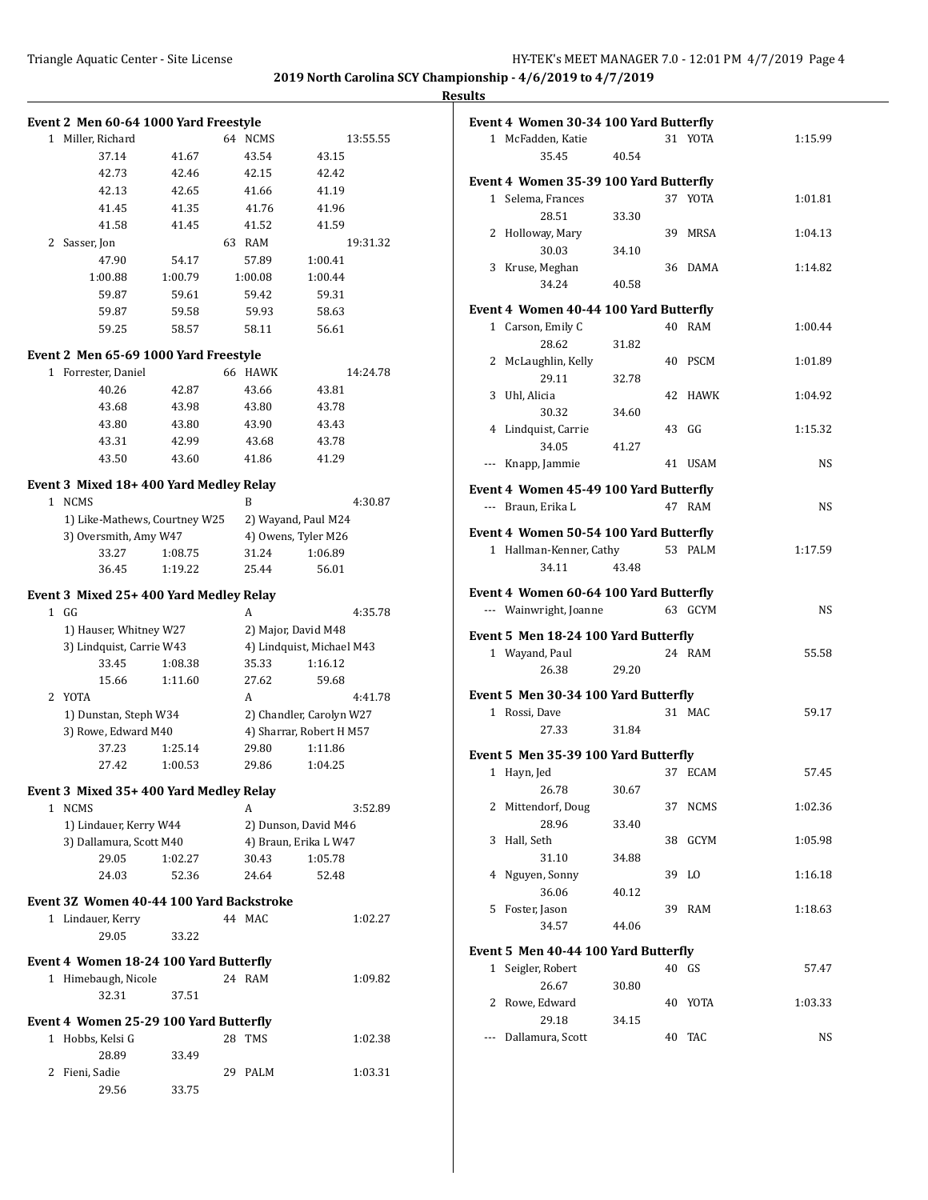## 2019 North Carolina SCY Championship - 4/6/2019 to 4/7/2019

### Results

**Event 2 Men 60-64 1000 Yard Freestyle**

1 Miller, Richard 64 NCMS 13:55.55

| | | | |
|---|---|---|---|
| 37.14 | 41.67 | 43.54 | 43.15 |
| 42.73 | 42.46 | 42.15 | 42.42 |
| 42.13 | 42.65 | 41.66 | 41.19 |
| 41.45 | 41.35 | 41.76 | 41.96 |
| 41.58 | 41.45 | 41.52 | 41.59 |

2 Sasser, Jon 63 RAM 19:31.32

| | | | |
|---|---|---|---|
| 47.90 | 54.17 | 57.89 | 1:00.41 |
| 1:00.88 | 1:00.79 | 1:00.08 | 1:00.44 |
| 59.87 | 59.61 | 59.42 | 59.31 |
| 59.87 | 59.58 | 59.93 | 58.63 |
| 59.25 | 58.57 | 58.11 | 56.61 |

**Event 2 Men 65-69 1000 Yard Freestyle**

1 Forrester, Daniel 66 HAWK 14:24.78

| | | | |
|---|---|---|---|
| 40.26 | 42.87 | 43.66 | 43.81 |
| 43.68 | 43.98 | 43.80 | 43.78 |
| 43.80 | 43.80 | 43.90 | 43.43 |
| 43.31 | 42.99 | 43.68 | 43.78 |
| 43.50 | 43.60 | 41.86 | 41.29 |

**Event 3 Mixed 18+ 400 Yard Medley Relay**

1 NCMS B 4:30.87
1) Like-Mathews, Courtney W25 2) Wayand, Paul M24
3) Oversmith, Amy W47 4) Owens, Tyler M26

| | | | |
|---|---|---|---|
| 33.27 | 1:08.75 | 31.24 | 1:06.89 |
| 36.45 | 1:19.22 | 25.44 | 56.01 |

**Event 3 Mixed 25+ 400 Yard Medley Relay**

1 GG A 4:35.78
1) Hauser, Whitney W27 2) Major, David M48
3) Lindquist, Carrie W43 4) Lindquist, Michael M43

| | | | |
|---|---|---|---|
| 33.45 | 1:08.38 | 35.33 | 1:16.12 |
| 15.66 | 1:11.60 | 27.62 | 59.68 |

2 YOTA A 4:41.78
1) Dunstan, Steph W34 2) Chandler, Carolyn W27
3) Rowe, Edward M40 4) Sharrar, Robert H M57

| | | | |
|---|---|---|---|
| 37.23 | 1:25.14 | 29.80 | 1:11.86 |
| 27.42 | 1:00.53 | 29.86 | 1:04.25 |

**Event 3 Mixed 35+ 400 Yard Medley Relay**

1 NCMS A 3:52.89
1) Lindauer, Kerry W44 2) Dunson, David M46
3) Dallamura, Scott M40 4) Braun, Erika L W47

| | | | |
|---|---|---|---|
| 29.05 | 1:02.27 | 30.43 | 1:05.78 |
| 24.03 | 52.36 | 24.64 | 52.48 |

**Event 3Z Women 40-44 100 Yard Backstroke**

1 Lindauer, Kerry 44 MAC 1:02.27
29.05 33.22

**Event 4 Women 18-24 100 Yard Butterfly**

1 Himebaugh, Nicole 24 RAM 1:09.82
32.31 37.51

**Event 4 Women 25-29 100 Yard Butterfly**

1 Hobbs, Kelsi G 28 TMS 1:02.38
28.89 33.49
2 Fieni, Sadie 29 PALM 1:03.31
29.56 33.75

**Event 4 Women 30-34 100 Yard Butterfly**

1 McFadden, Katie 31 YOTA 1:15.99
35.45 40.54

**Event 4 Women 35-39 100 Yard Butterfly**

1 Selema, Frances 37 YOTA 1:01.81
28.51 33.30
2 Holloway, Mary 39 MRSA 1:04.13
30.03 34.10
3 Kruse, Meghan 36 DAMA 1:14.82
34.24 40.58

**Event 4 Women 40-44 100 Yard Butterfly**

1 Carson, Emily C 40 RAM 1:00.44
28.62 31.82
2 McLaughlin, Kelly 40 PSCM 1:01.89
29.11 32.78
3 Uhl, Alicia 42 HAWK 1:04.92
30.32 34.60
4 Lindquist, Carrie 43 GG 1:15.32
34.05 41.27
--- Knapp, Jammie 41 USAM NS

**Event 4 Women 45-49 100 Yard Butterfly**

--- Braun, Erika L 47 RAM NS

**Event 4 Women 50-54 100 Yard Butterfly**

1 Hallman-Kenner, Cathy 53 PALM 1:17.59
34.11 43.48

**Event 4 Women 60-64 100 Yard Butterfly**

--- Wainwright, Joanne 63 GCYM NS

**Event 5 Men 18-24 100 Yard Butterfly**

1 Wayand, Paul 24 RAM 55.58
26.38 29.20

**Event 5 Men 30-34 100 Yard Butterfly**

1 Rossi, Dave 31 MAC 59.17
27.33 31.84

**Event 5 Men 35-39 100 Yard Butterfly**

1 Hayn, Jed 37 ECAM 57.45
26.78 30.67
2 Mittendorf, Doug 37 NCMS 1:02.36
28.96 33.40
3 Hall, Seth 38 GCYM 1:05.98
31.10 34.88
4 Nguyen, Sonny 39 LO 1:16.18
36.06 40.12
5 Foster, Jason 39 RAM 1:18.63
34.57 44.06

**Event 5 Men 40-44 100 Yard Butterfly**

1 Seigler, Robert 40 GS 57.47
26.67 30.80
2 Rowe, Edward 40 YOTA 1:03.33
29.18 34.15
--- Dallamura, Scott 40 TAC NS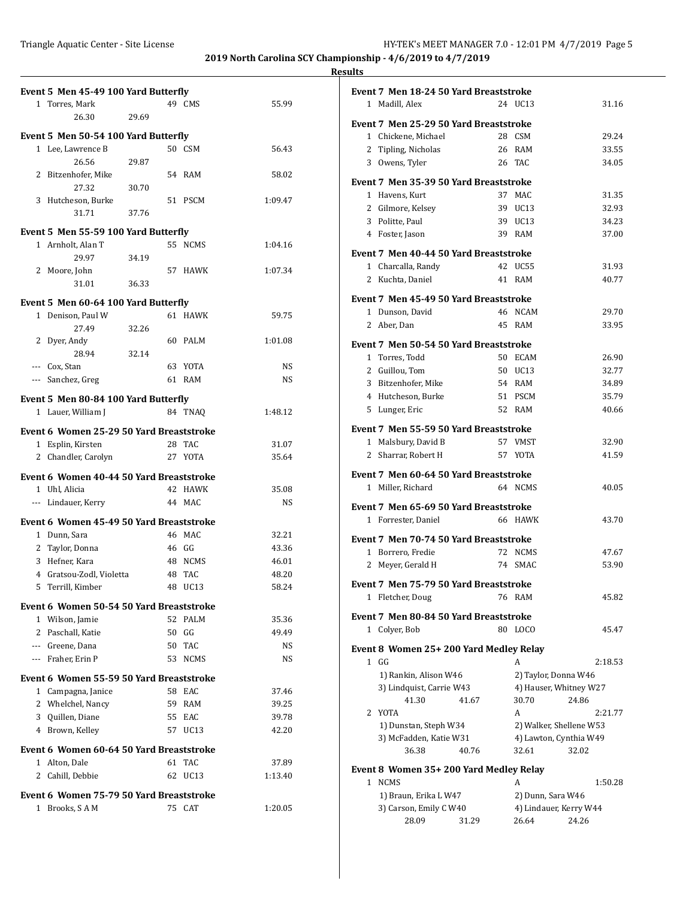**2019 North Carolina SCY Championship - 4/6/2019 to 4/7/2019**

**Results**

### Event 5 Men 45-49 100 Yard Butterfly

| Place | Name | Age | Team | Time |
|---|---|---|---|---|
| 1 | Torres, Mark | 49 | CMS | 55.99 |
| | 26.30 29.69 | | | |

### Event 5 Men 50-54 100 Yard Butterfly

| Place | Name | Age | Team | Time |
|---|---|---|---|---|
| 1 | Lee, Lawrence B | 50 | CSM | 56.43 |
| | 26.56 29.87 | | | |
| 2 | Bitzenhofer, Mike | 54 | RAM | 58.02 |
| | 27.32 30.70 | | | |
| 3 | Hutcheson, Burke | 51 | PSCM | 1:09.47 |
| | 31.71 37.76 | | | |

### Event 5 Men 55-59 100 Yard Butterfly

| Place | Name | Age | Team | Time |
|---|---|---|---|---|
| 1 | Arnholt, Alan T | 55 | NCMS | 1:04.16 |
| | 29.97 34.19 | | | |
| 2 | Moore, John | 57 | HAWK | 1:07.34 |
| | 31.01 36.33 | | | |

### Event 5 Men 60-64 100 Yard Butterfly

| Place | Name | Age | Team | Time |
|---|---|---|---|---|
| 1 | Denison, Paul W | 61 | HAWK | 59.75 |
| | 27.49 32.26 | | | |
| 2 | Dyer, Andy | 60 | PALM | 1:01.08 |
| | 28.94 32.14 | | | |
| --- | Cox, Stan | 63 | YOTA | NS |
| --- | Sanchez, Greg | 61 | RAM | NS |

### Event 5 Men 80-84 100 Yard Butterfly

| Place | Name | Age | Team | Time |
|---|---|---|---|---|
| 1 | Lauer, William J | 84 | TNAQ | 1:48.12 |

### Event 6 Women 25-29 50 Yard Breaststroke

| Place | Name | Age | Team | Time |
|---|---|---|---|---|
| 1 | Esplin, Kirsten | 28 | TAC | 31.07 |
| 2 | Chandler, Carolyn | 27 | YOTA | 35.64 |

### Event 6 Women 40-44 50 Yard Breaststroke

| Place | Name | Age | Team | Time |
|---|---|---|---|---|
| 1 | Uhl, Alicia | 42 | HAWK | 35.08 |
| --- | Lindauer, Kerry | 44 | MAC | NS |

### Event 6 Women 45-49 50 Yard Breaststroke

| Place | Name | Age | Team | Time |
|---|---|---|---|---|
| 1 | Dunn, Sara | 46 | MAC | 32.21 |
| 2 | Taylor, Donna | 46 | GG | 43.36 |
| 3 | Hefner, Kara | 48 | NCMS | 46.01 |
| 4 | Gratsou-Zodl, Violetta | 48 | TAC | 48.20 |
| 5 | Terrill, Kimber | 48 | UC13 | 58.24 |

### Event 6 Women 50-54 50 Yard Breaststroke

| Place | Name | Age | Team | Time |
|---|---|---|---|---|
| 1 | Wilson, Jamie | 52 | PALM | 35.36 |
| 2 | Paschall, Katie | 50 | GG | 49.49 |
| --- | Greene, Dana | 50 | TAC | NS |
| --- | Fraher, Erin P | 53 | NCMS | NS |

### Event 6 Women 55-59 50 Yard Breaststroke

| Place | Name | Age | Team | Time |
|---|---|---|---|---|
| 1 | Campagna, Janice | 58 | EAC | 37.46 |
| 2 | Whelchel, Nancy | 59 | RAM | 39.25 |
| 3 | Quillen, Diane | 55 | EAC | 39.78 |
| 4 | Brown, Kelley | 57 | UC13 | 42.20 |

### Event 6 Women 60-64 50 Yard Breaststroke

| Place | Name | Age | Team | Time |
|---|---|---|---|---|
| 1 | Alton, Dale | 61 | TAC | 37.89 |
| 2 | Cahill, Debbie | 62 | UC13 | 1:13.40 |

### Event 6 Women 75-79 50 Yard Breaststroke

| Place | Name | Age | Team | Time |
|---|---|---|---|---|
| 1 | Brooks, S A M | 75 | CAT | 1:20.05 |

### Event 7 Men 18-24 50 Yard Breaststroke

| Place | Name | Age | Team | Time |
|---|---|---|---|---|
| 1 | Madill, Alex | 24 | UC13 | 31.16 |

### Event 7 Men 25-29 50 Yard Breaststroke

| Place | Name | Age | Team | Time |
|---|---|---|---|---|
| 1 | Chickene, Michael | 28 | CSM | 29.24 |
| 2 | Tipling, Nicholas | 26 | RAM | 33.55 |
| 3 | Owens, Tyler | 26 | TAC | 34.05 |

### Event 7 Men 35-39 50 Yard Breaststroke

| Place | Name | Age | Team | Time |
|---|---|---|---|---|
| 1 | Havens, Kurt | 37 | MAC | 31.35 |
| 2 | Gilmore, Kelsey | 39 | UC13 | 32.93 |
| 3 | Politte, Paul | 39 | UC13 | 34.23 |
| 4 | Foster, Jason | 39 | RAM | 37.00 |

### Event 7 Men 40-44 50 Yard Breaststroke

| Place | Name | Age | Team | Time |
|---|---|---|---|---|
| 1 | Charcalla, Randy | 42 | UC55 | 31.93 |
| 2 | Kuchta, Daniel | 41 | RAM | 40.77 |

### Event 7 Men 45-49 50 Yard Breaststroke

| Place | Name | Age | Team | Time |
|---|---|---|---|---|
| 1 | Dunson, David | 46 | NCAM | 29.70 |
| 2 | Aber, Dan | 45 | RAM | 33.95 |

### Event 7 Men 50-54 50 Yard Breaststroke

| Place | Name | Age | Team | Time |
|---|---|---|---|---|
| 1 | Torres, Todd | 50 | ECAM | 26.90 |
| 2 | Guillou, Tom | 50 | UC13 | 32.77 |
| 3 | Bitzenhofer, Mike | 54 | RAM | 34.89 |
| 4 | Hutcheson, Burke | 51 | PSCM | 35.79 |
| 5 | Lunger, Eric | 52 | RAM | 40.66 |

### Event 7 Men 55-59 50 Yard Breaststroke

| Place | Name | Age | Team | Time |
|---|---|---|---|---|
| 1 | Malsbury, David B | 57 | VMST | 32.90 |
| 2 | Sharrar, Robert H | 57 | YOTA | 41.59 |

### Event 7 Men 60-64 50 Yard Breaststroke

| Place | Name | Age | Team | Time |
|---|---|---|---|---|
| 1 | Miller, Richard | 64 | NCMS | 40.05 |

### Event 7 Men 65-69 50 Yard Breaststroke

| Place | Name | Age | Team | Time |
|---|---|---|---|---|
| 1 | Forrester, Daniel | 66 | HAWK | 43.70 |

### Event 7 Men 70-74 50 Yard Breaststroke

| Place | Name | Age | Team | Time |
|---|---|---|---|---|
| 1 | Borrero, Fredie | 72 | NCMS | 47.67 |
| 2 | Meyer, Gerald H | 74 | SMAC | 53.90 |

### Event 7 Men 75-79 50 Yard Breaststroke

| Place | Name | Age | Team | Time |
|---|---|---|---|---|
| 1 | Fletcher, Doug | 76 | RAM | 45.82 |

### Event 7 Men 80-84 50 Yard Breaststroke

| Place | Name | Age | Team | Time |
|---|---|---|---|---|
| 1 | Colyer, Bob | 80 | LOCO | 45.47 |

### Event 8 Women 25+ 200 Yard Medley Relay

| Place | Team | Relay | Time |
|---|---|---|---|
| 1 | GG | A | 2:18.53 |
| | 1) Rankin, Alison W46; 2) Taylor, Donna W46; 3) Lindquist, Carrie W43; 4) Hauser, Whitney W27 | | |
| | 41.30 41.67 30.70 24.86 | | |
| 2 | YOTA | A | 2:21.77 |
| | 1) Dunstan, Steph W34; 2) Walker, Shellene W53; 3) McFadden, Katie W31; 4) Lawton, Cynthia W49 | | |
| | 36.38 40.76 32.61 32.02 | | |

### Event 8 Women 35+ 200 Yard Medley Relay

| Place | Team | Relay | Time |
|---|---|---|---|
| 1 | NCMS | A | 1:50.28 |
| | 1) Braun, Erika L W47; 2) Dunn, Sara W46; 3) Carson, Emily C W40; 4) Lindauer, Kerry W44 | | |
| | 28.09 31.29 26.64 24.26 | | |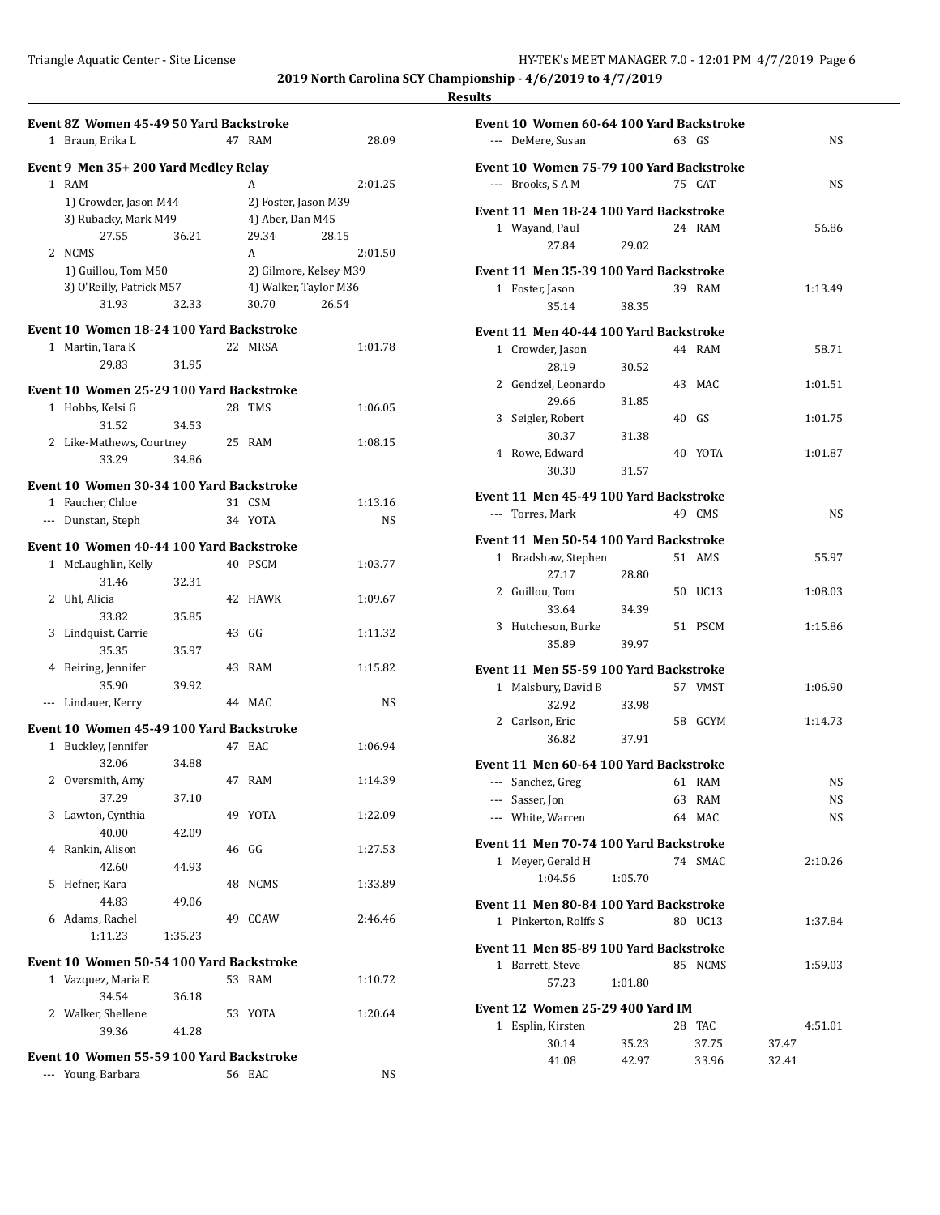**2019 North Carolina SCY Championship - 4/6/2019 to 4/7/2019**

**Results**

### Event 8Z Women 45-49 50 Yard Backstroke

| Place | Name | Age | Team | Time |
|---|---|---|---|---|
| 1 | Braun, Erika L | 47 | RAM | 28.09 |

### Event 9 Men 35+ 200 Yard Medley Relay

| Place | Team | Relay | Time |
|---|---|---|---|
| 1 | RAM | A | 2:01.25 |

1) Crowder, Jason M44 2) Foster, Jason M39
3) Rubacky, Mark M49 4) Aber, Dan M45
27.55 36.21 29.34 28.15

| Place | Team | Relay | Time |
|---|---|---|---|
| 2 | NCMS | A | 2:01.50 |

1) Guillou, Tom M50 2) Gilmore, Kelsey M39
3) O'Reilly, Patrick M57 4) Walker, Taylor M36
31.93 32.33 30.70 26.54

### Event 10 Women 18-24 100 Yard Backstroke

| Place | Name | Age | Team | Time |
|---|---|---|---|---|
| 1 | Martin, Tara K | 22 | MRSA | 1:01.78 |
| | 29.83 31.95 | | | |

### Event 10 Women 25-29 100 Yard Backstroke

| Place | Name | Age | Team | Time |
|---|---|---|---|---|
| 1 | Hobbs, Kelsi G | 28 | TMS | 1:06.05 |
| | 31.52 34.53 | | | |
| 2 | Like-Mathews, Courtney | 25 | RAM | 1:08.15 |
| | 33.29 34.86 | | | |

### Event 10 Women 30-34 100 Yard Backstroke

| Place | Name | Age | Team | Time |
|---|---|---|---|---|
| 1 | Faucher, Chloe | 31 | CSM | 1:13.16 |
| --- | Dunstan, Steph | 34 | YOTA | NS |

### Event 10 Women 40-44 100 Yard Backstroke

| Place | Name | Age | Team | Time |
|---|---|---|---|---|
| 1 | McLaughlin, Kelly | 40 | PSCM | 1:03.77 |
| | 31.46 32.31 | | | |
| 2 | Uhl, Alicia | 42 | HAWK | 1:09.67 |
| | 33.82 35.85 | | | |
| 3 | Lindquist, Carrie | 43 | GG | 1:11.32 |
| | 35.35 35.97 | | | |
| 4 | Beiring, Jennifer | 43 | RAM | 1:15.82 |
| | 35.90 39.92 | | | |
| --- | Lindauer, Kerry | 44 | MAC | NS |

### Event 10 Women 45-49 100 Yard Backstroke

| Place | Name | Age | Team | Time |
|---|---|---|---|---|
| 1 | Buckley, Jennifer | 47 | EAC | 1:06.94 |
| | 32.06 34.88 | | | |
| 2 | Oversmith, Amy | 47 | RAM | 1:14.39 |
| | 37.29 37.10 | | | |
| 3 | Lawton, Cynthia | 49 | YOTA | 1:22.09 |
| | 40.00 42.09 | | | |
| 4 | Rankin, Alison | 46 | GG | 1:27.53 |
| | 42.60 44.93 | | | |
| 5 | Hefner, Kara | 48 | NCMS | 1:33.89 |
| | 44.83 49.06 | | | |
| 6 | Adams, Rachel | 49 | CCAW | 2:46.46 |
| | 1:11.23 1:35.23 | | | |

### Event 10 Women 50-54 100 Yard Backstroke

| Place | Name | Age | Team | Time |
|---|---|---|---|---|
| 1 | Vazquez, Maria E | 53 | RAM | 1:10.72 |
| | 34.54 36.18 | | | |
| 2 | Walker, Shellene | 53 | YOTA | 1:20.64 |
| | 39.36 41.28 | | | |

### Event 10 Women 55-59 100 Yard Backstroke

| Place | Name | Age | Team | Time |
|---|---|---|---|---|
| --- | Young, Barbara | 56 | EAC | NS |

### Event 10 Women 60-64 100 Yard Backstroke

| Place | Name | Age | Team | Time |
|---|---|---|---|---|
| --- | DeMere, Susan | 63 | GS | NS |

### Event 10 Women 75-79 100 Yard Backstroke

| Place | Name | Age | Team | Time |
|---|---|---|---|---|
| --- | Brooks, S A M | 75 | CAT | NS |

### Event 11 Men 18-24 100 Yard Backstroke

| Place | Name | Age | Team | Time |
|---|---|---|---|---|
| 1 | Wayand, Paul | 24 | RAM | 56.86 |
| | 27.84 29.02 | | | |

### Event 11 Men 35-39 100 Yard Backstroke

| Place | Name | Age | Team | Time |
|---|---|---|---|---|
| 1 | Foster, Jason | 39 | RAM | 1:13.49 |
| | 35.14 38.35 | | | |

### Event 11 Men 40-44 100 Yard Backstroke

| Place | Name | Age | Team | Time |
|---|---|---|---|---|
| 1 | Crowder, Jason | 44 | RAM | 58.71 |
| | 28.19 30.52 | | | |
| 2 | Gendzel, Leonardo | 43 | MAC | 1:01.51 |
| | 29.66 31.85 | | | |
| 3 | Seigler, Robert | 40 | GS | 1:01.75 |
| | 30.37 31.38 | | | |
| 4 | Rowe, Edward | 40 | YOTA | 1:01.87 |
| | 30.30 31.57 | | | |

### Event 11 Men 45-49 100 Yard Backstroke

| Place | Name | Age | Team | Time |
|---|---|---|---|---|
| --- | Torres, Mark | 49 | CMS | NS |

### Event 11 Men 50-54 100 Yard Backstroke

| Place | Name | Age | Team | Time |
|---|---|---|---|---|
| 1 | Bradshaw, Stephen | 51 | AMS | 55.97 |
| | 27.17 28.80 | | | |
| 2 | Guillou, Tom | 50 | UC13 | 1:08.03 |
| | 33.64 34.39 | | | |
| 3 | Hutcheson, Burke | 51 | PSCM | 1:15.86 |
| | 35.89 39.97 | | | |

### Event 11 Men 55-59 100 Yard Backstroke

| Place | Name | Age | Team | Time |
|---|---|---|---|---|
| 1 | Malsbury, David B | 57 | VMST | 1:06.90 |
| | 32.92 33.98 | | | |
| 2 | Carlson, Eric | 58 | GCYM | 1:14.73 |
| | 36.82 37.91 | | | |

### Event 11 Men 60-64 100 Yard Backstroke

| Place | Name | Age | Team | Time |
|---|---|---|---|---|
| --- | Sanchez, Greg | 61 | RAM | NS |
| --- | Sasser, Jon | 63 | RAM | NS |
| --- | White, Warren | 64 | MAC | NS |

### Event 11 Men 70-74 100 Yard Backstroke

| Place | Name | Age | Team | Time |
|---|---|---|---|---|
| 1 | Meyer, Gerald H | 74 | SMAC | 2:10.26 |
| | 1:04.56 1:05.70 | | | |

### Event 11 Men 80-84 100 Yard Backstroke

| Place | Name | Age | Team | Time |
|---|---|---|---|---|
| 1 | Pinkerton, Rolffs S | 80 | UC13 | 1:37.84 |

### Event 11 Men 85-89 100 Yard Backstroke

| Place | Name | Age | Team | Time |
|---|---|---|---|---|
| 1 | Barrett, Steve | 85 | NCMS | 1:59.03 |
| | 57.23 1:01.80 | | | |

### Event 12 Women 25-29 400 Yard IM

| Place | Name | Age | Team | Time |
|---|---|---|---|---|
| 1 | Esplin, Kirsten | 28 | TAC | 4:51.01 |
| | 30.14 35.23 37.75 37.47 | | | |
| | 41.08 42.97 33.96 32.41 | | | |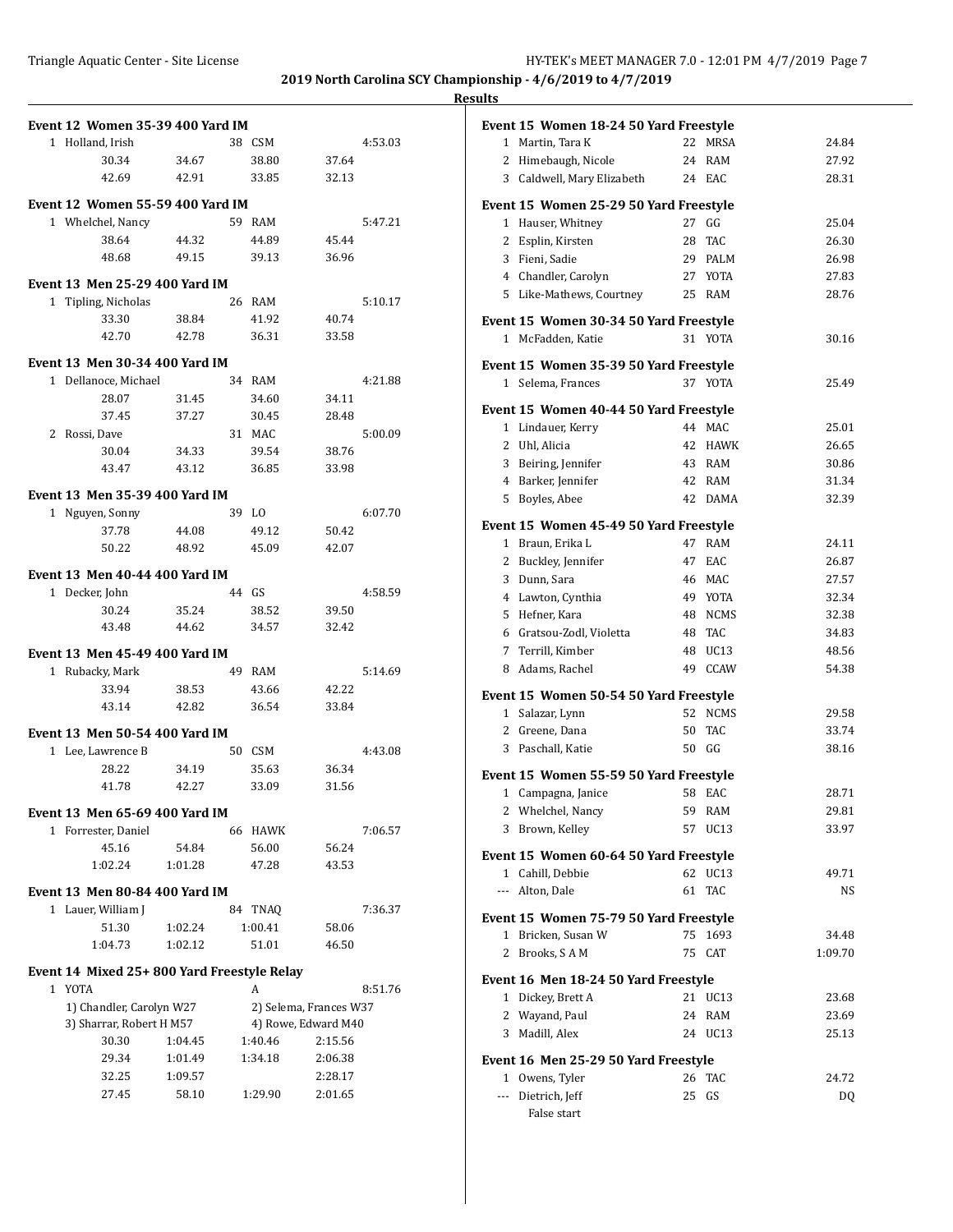## 2019 North Carolina SCY Championship - 4/6/2019 to 4/7/2019

### Results

**Event 12 Women 35-39 400 Yard IM**

| Place | Name | Age | Team | | Time |
|---|---|---|---|---|---|
| 1 | Holland, Irish | 38 | CSM | | 4:53.03 |
| | 30.34 | 34.67 | 38.80 | 37.64 | |
| | 42.69 | 42.91 | 33.85 | 32.13 | |

**Event 12 Women 55-59 400 Yard IM**

| Place | Name | Age | Team | | Time |
|---|---|---|---|---|---|
| 1 | Whelchel, Nancy | 59 | RAM | | 5:47.21 |
| | 38.64 | 44.32 | 44.89 | 45.44 | |
| | 48.68 | 49.15 | 39.13 | 36.96 | |

**Event 13 Men 25-29 400 Yard IM**

| Place | Name | Age | Team | | Time |
|---|---|---|---|---|---|
| 1 | Tipling, Nicholas | 26 | RAM | | 5:10.17 |
| | 33.30 | 38.84 | 41.92 | 40.74 | |
| | 42.70 | 42.78 | 36.31 | 33.58 | |

**Event 13 Men 30-34 400 Yard IM**

| Place | Name | Age | Team | | Time |
|---|---|---|---|---|---|
| 1 | Dellanoce, Michael | 34 | RAM | | 4:21.88 |
| | 28.07 | 31.45 | 34.60 | 34.11 | |
| | 37.45 | 37.27 | 30.45 | 28.48 | |
| 2 | Rossi, Dave | 31 | MAC | | 5:00.09 |
| | 30.04 | 34.33 | 39.54 | 38.76 | |
| | 43.47 | 43.12 | 36.85 | 33.98 | |

**Event 13 Men 35-39 400 Yard IM**

| Place | Name | Age | Team | | Time |
|---|---|---|---|---|---|
| 1 | Nguyen, Sonny | 39 | LO | | 6:07.70 |
| | 37.78 | 44.08 | 49.12 | 50.42 | |
| | 50.22 | 48.92 | 45.09 | 42.07 | |

**Event 13 Men 40-44 400 Yard IM**

| Place | Name | Age | Team | | Time |
|---|---|---|---|---|---|
| 1 | Decker, John | 44 | GS | | 4:58.59 |
| | 30.24 | 35.24 | 38.52 | 39.50 | |
| | 43.48 | 44.62 | 34.57 | 32.42 | |

**Event 13 Men 45-49 400 Yard IM**

| Place | Name | Age | Team | | Time |
|---|---|---|---|---|---|
| 1 | Rubacky, Mark | 49 | RAM | | 5:14.69 |
| | 33.94 | 38.53 | 43.66 | 42.22 | |
| | 43.14 | 42.82 | 36.54 | 33.84 | |

**Event 13 Men 50-54 400 Yard IM**

| Place | Name | Age | Team | | Time |
|---|---|---|---|---|---|
| 1 | Lee, Lawrence B | 50 | CSM | | 4:43.08 |
| | 28.22 | 34.19 | 35.63 | 36.34 | |
| | 41.78 | 42.27 | 33.09 | 31.56 | |

**Event 13 Men 65-69 400 Yard IM**

| Place | Name | Age | Team | | Time |
|---|---|---|---|---|---|
| 1 | Forrester, Daniel | 66 | HAWK | | 7:06.57 |
| | 45.16 | 54.84 | 56.00 | 56.24 | |
| | 1:02.24 | 1:01.28 | 47.28 | 43.53 | |

**Event 13 Men 80-84 400 Yard IM**

| Place | Name | Age | Team | | Time |
|---|---|---|---|---|---|
| 1 | Lauer, William J | 84 | TNAQ | | 7:36.37 |
| | 51.30 | 1:02.24 | 1:00.41 | 58.06 | |
| | 1:04.73 | 1:02.12 | 51.01 | 46.50 | |

**Event 14 Mixed 25+ 800 Yard Freestyle Relay**

| Place | Team | | Relay | | Time |
|---|---|---|---|---|---|
| 1 | YOTA | | A | | 8:51.76 |
| | 1) Chandler, Carolyn W27 | | 2) Selema, Frances W37 | | |
| | 3) Sharrar, Robert H M57 | | 4) Rowe, Edward M40 | | |
| | 30.30 | 1:04.45 | 1:40.46 | 2:15.56 | |
| | 29.34 | 1:01.49 | 1:34.18 | 2:06.38 | |
| | 32.25 | 1:09.57 | | 2:28.17 | |
| | 27.45 | 58.10 | 1:29.90 | 2:01.65 | |

**Event 15 Women 18-24 50 Yard Freestyle**

| Place | Name | Age | Team | Time |
|---|---|---|---|---|
| 1 | Martin, Tara K | 22 | MRSA | 24.84 |
| 2 | Himebaugh, Nicole | 24 | RAM | 27.92 |
| 3 | Caldwell, Mary Elizabeth | 24 | EAC | 28.31 |

**Event 15 Women 25-29 50 Yard Freestyle**

| Place | Name | Age | Team | Time |
|---|---|---|---|---|
| 1 | Hauser, Whitney | 27 | GG | 25.04 |
| 2 | Esplin, Kirsten | 28 | TAC | 26.30 |
| 3 | Fieni, Sadie | 29 | PALM | 26.98 |
| 4 | Chandler, Carolyn | 27 | YOTA | 27.83 |
| 5 | Like-Mathews, Courtney | 25 | RAM | 28.76 |

**Event 15 Women 30-34 50 Yard Freestyle**

| Place | Name | Age | Team | Time |
|---|---|---|---|---|
| 1 | McFadden, Katie | 31 | YOTA | 30.16 |

**Event 15 Women 35-39 50 Yard Freestyle**

| Place | Name | Age | Team | Time |
|---|---|---|---|---|
| 1 | Selema, Frances | 37 | YOTA | 25.49 |

**Event 15 Women 40-44 50 Yard Freestyle**

| Place | Name | Age | Team | Time |
|---|---|---|---|---|
| 1 | Lindauer, Kerry | 44 | MAC | 25.01 |
| 2 | Uhl, Alicia | 42 | HAWK | 26.65 |
| 3 | Beiring, Jennifer | 43 | RAM | 30.86 |
| 4 | Barker, Jennifer | 42 | RAM | 31.34 |
| 5 | Boyles, Abee | 42 | DAMA | 32.39 |

**Event 15 Women 45-49 50 Yard Freestyle**

| Place | Name | Age | Team | Time |
|---|---|---|---|---|
| 1 | Braun, Erika L | 47 | RAM | 24.11 |
| 2 | Buckley, Jennifer | 47 | EAC | 26.87 |
| 3 | Dunn, Sara | 46 | MAC | 27.57 |
| 4 | Lawton, Cynthia | 49 | YOTA | 32.34 |
| 5 | Hefner, Kara | 48 | NCMS | 32.38 |
| 6 | Gratsou-Zodl, Violetta | 48 | TAC | 34.83 |
| 7 | Terrill, Kimber | 48 | UC13 | 48.56 |
| 8 | Adams, Rachel | 49 | CCAW | 54.38 |

**Event 15 Women 50-54 50 Yard Freestyle**

| Place | Name | Age | Team | Time |
|---|---|---|---|---|
| 1 | Salazar, Lynn | 52 | NCMS | 29.58 |
| 2 | Greene, Dana | 50 | TAC | 33.74 |
| 3 | Paschall, Katie | 50 | GG | 38.16 |

**Event 15 Women 55-59 50 Yard Freestyle**

| Place | Name | Age | Team | Time |
|---|---|---|---|---|
| 1 | Campagna, Janice | 58 | EAC | 28.71 |
| 2 | Whelchel, Nancy | 59 | RAM | 29.81 |
| 3 | Brown, Kelley | 57 | UC13 | 33.97 |

**Event 15 Women 60-64 50 Yard Freestyle**

| Place | Name | Age | Team | Time |
|---|---|---|---|---|
| 1 | Cahill, Debbie | 62 | UC13 | 49.71 |
| --- | Alton, Dale | 61 | TAC | NS |

**Event 15 Women 75-79 50 Yard Freestyle**

| Place | Name | Age | Team | Time |
|---|---|---|---|---|
| 1 | Bricken, Susan W | 75 | 1693 | 34.48 |
| 2 | Brooks, S A M | 75 | CAT | 1:09.70 |

**Event 16 Men 18-24 50 Yard Freestyle**

| Place | Name | Age | Team | Time |
|---|---|---|---|---|
| 1 | Dickey, Brett A | 21 | UC13 | 23.68 |
| 2 | Wayand, Paul | 24 | RAM | 23.69 |
| 3 | Madill, Alex | 24 | UC13 | 25.13 |

**Event 16 Men 25-29 50 Yard Freestyle**

| Place | Name | Age | Team | Time |
|---|---|---|---|---|
| 1 | Owens, Tyler | 26 | TAC | 24.72 |
| --- | Dietrich, Jeff | 25 | GS | DQ |
| | False start | | | |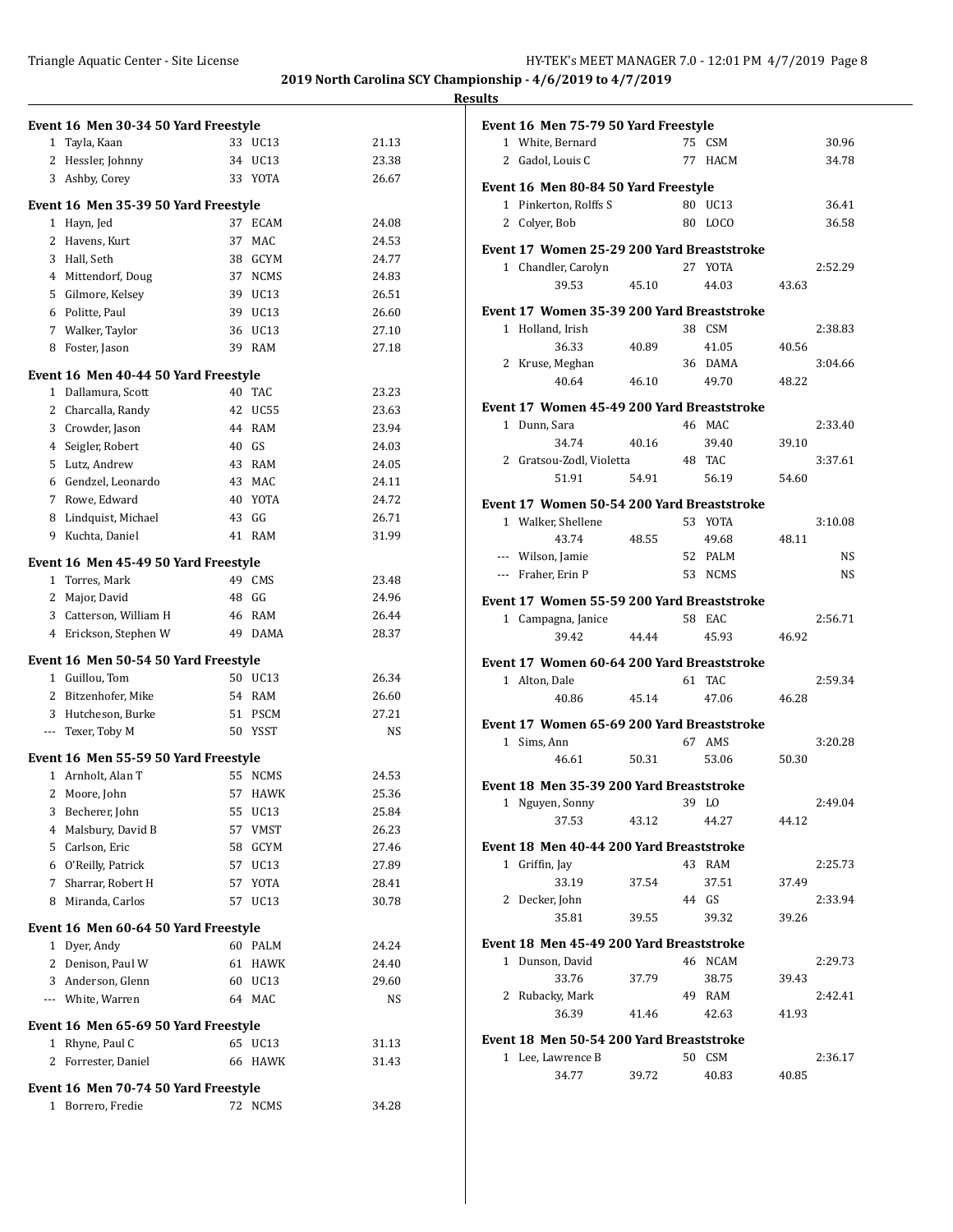2019 North Carolina SCY Championship - 4/6/2019 to 4/7/2019

Results

### Event 16 Men 30-34 50 Yard Freestyle

| | Name | Age | Team | Time |
|---|---|---|---|---|
| 1 | Tayla, Kaan | 33 | UC13 | 21.13 |
| 2 | Hessler, Johnny | 34 | UC13 | 23.38 |
| 3 | Ashby, Corey | 33 | YOTA | 26.67 |

### Event 16 Men 35-39 50 Yard Freestyle

| | Name | Age | Team | Time |
|---|---|---|---|---|
| 1 | Hayn, Jed | 37 | ECAM | 24.08 |
| 2 | Havens, Kurt | 37 | MAC | 24.53 |
| 3 | Hall, Seth | 38 | GCYM | 24.77 |
| 4 | Mittendorf, Doug | 37 | NCMS | 24.83 |
| 5 | Gilmore, Kelsey | 39 | UC13 | 26.51 |
| 6 | Politte, Paul | 39 | UC13 | 26.60 |
| 7 | Walker, Taylor | 36 | UC13 | 27.10 |
| 8 | Foster, Jason | 39 | RAM | 27.18 |

### Event 16 Men 40-44 50 Yard Freestyle

| | Name | Age | Team | Time |
|---|---|---|---|---|
| 1 | Dallamura, Scott | 40 | TAC | 23.23 |
| 2 | Charcalla, Randy | 42 | UC55 | 23.63 |
| 3 | Crowder, Jason | 44 | RAM | 23.94 |
| 4 | Seigler, Robert | 40 | GS | 24.03 |
| 5 | Lutz, Andrew | 43 | RAM | 24.05 |
| 6 | Gendzel, Leonardo | 43 | MAC | 24.11 |
| 7 | Rowe, Edward | 40 | YOTA | 24.72 |
| 8 | Lindquist, Michael | 43 | GG | 26.71 |
| 9 | Kuchta, Daniel | 41 | RAM | 31.99 |

### Event 16 Men 45-49 50 Yard Freestyle

| | Name | Age | Team | Time |
|---|---|---|---|---|
| 1 | Torres, Mark | 49 | CMS | 23.48 |
| 2 | Major, David | 48 | GG | 24.96 |
| 3 | Catterson, William H | 46 | RAM | 26.44 |
| 4 | Erickson, Stephen W | 49 | DAMA | 28.37 |

### Event 16 Men 50-54 50 Yard Freestyle

| | Name | Age | Team | Time |
|---|---|---|---|---|
| 1 | Guillou, Tom | 50 | UC13 | 26.34 |
| 2 | Bitzenhofer, Mike | 54 | RAM | 26.60 |
| 3 | Hutcheson, Burke | 51 | PSCM | 27.21 |
| --- | Texer, Toby M | 50 | YSST | NS |

### Event 16 Men 55-59 50 Yard Freestyle

| | Name | Age | Team | Time |
|---|---|---|---|---|
| 1 | Arnholt, Alan T | 55 | NCMS | 24.53 |
| 2 | Moore, John | 57 | HAWK | 25.36 |
| 3 | Becherer, John | 55 | UC13 | 25.84 |
| 4 | Malsbury, David B | 57 | VMST | 26.23 |
| 5 | Carlson, Eric | 58 | GCYM | 27.46 |
| 6 | O'Reilly, Patrick | 57 | UC13 | 27.89 |
| 7 | Sharrar, Robert H | 57 | YOTA | 28.41 |
| 8 | Miranda, Carlos | 57 | UC13 | 30.78 |

### Event 16 Men 60-64 50 Yard Freestyle

| | Name | Age | Team | Time |
|---|---|---|---|---|
| 1 | Dyer, Andy | 60 | PALM | 24.24 |
| 2 | Denison, Paul W | 61 | HAWK | 24.40 |
| 3 | Anderson, Glenn | 60 | UC13 | 29.60 |
| --- | White, Warren | 64 | MAC | NS |

### Event 16 Men 65-69 50 Yard Freestyle

| | Name | Age | Team | Time |
|---|---|---|---|---|
| 1 | Rhyne, Paul C | 65 | UC13 | 31.13 |
| 2 | Forrester, Daniel | 66 | HAWK | 31.43 |

### Event 16 Men 70-74 50 Yard Freestyle

| | Name | Age | Team | Time |
|---|---|---|---|---|
| 1 | Borrero, Fredie | 72 | NCMS | 34.28 |

### Event 16 Men 75-79 50 Yard Freestyle

| | Name | Age | Team | Time |
|---|---|---|---|---|
| 1 | White, Bernard | 75 | CSM | 30.96 |
| 2 | Gadol, Louis C | 77 | HACM | 34.78 |

### Event 16 Men 80-84 50 Yard Freestyle

| | Name | Age | Team | Time |
|---|---|---|---|---|
| 1 | Pinkerton, Rolffs S | 80 | UC13 | 36.41 |
| 2 | Colyer, Bob | 80 | LOCO | 36.58 |

### Event 17 Women 25-29 200 Yard Breaststroke

| | Name | Age | Team | Time |
|---|---|---|---|---|
| 1 | Chandler, Carolyn | 27 | YOTA | 2:52.29 |
| | 39.53 / 45.10 / 44.03 / 43.63 | | | |

### Event 17 Women 35-39 200 Yard Breaststroke

| | Name | Age | Team | Time |
|---|---|---|---|---|
| 1 | Holland, Irish | 38 | CSM | 2:38.83 |
| | 36.33 / 40.89 / 41.05 / 40.56 | | | |
| 2 | Kruse, Meghan | 36 | DAMA | 3:04.66 |
| | 40.64 / 46.10 / 49.70 / 48.22 | | | |

### Event 17 Women 45-49 200 Yard Breaststroke

| | Name | Age | Team | Time |
|---|---|---|---|---|
| 1 | Dunn, Sara | 46 | MAC | 2:33.40 |
| | 34.74 / 40.16 / 39.40 / 39.10 | | | |
| 2 | Gratsou-Zodl, Violetta | 48 | TAC | 3:37.61 |
| | 51.91 / 54.91 / 56.19 / 54.60 | | | |

### Event 17 Women 50-54 200 Yard Breaststroke

| | Name | Age | Team | Time |
|---|---|---|---|---|
| 1 | Walker, Shellene | 53 | YOTA | 3:10.08 |
| | 43.74 / 48.55 / 49.68 / 48.11 | | | |
| --- | Wilson, Jamie | 52 | PALM | NS |
| --- | Fraher, Erin P | 53 | NCMS | NS |

### Event 17 Women 55-59 200 Yard Breaststroke

| | Name | Age | Team | Time |
|---|---|---|---|---|
| 1 | Campagna, Janice | 58 | EAC | 2:56.71 |
| | 39.42 / 44.44 / 45.93 / 46.92 | | | |

### Event 17 Women 60-64 200 Yard Breaststroke

| | Name | Age | Team | Time |
|---|---|---|---|---|
| 1 | Alton, Dale | 61 | TAC | 2:59.34 |
| | 40.86 / 45.14 / 47.06 / 46.28 | | | |

### Event 17 Women 65-69 200 Yard Breaststroke

| | Name | Age | Team | Time |
|---|---|---|---|---|
| 1 | Sims, Ann | 67 | AMS | 3:20.28 |
| | 46.61 / 50.31 / 53.06 / 50.30 | | | |

### Event 18 Men 35-39 200 Yard Breaststroke

| | Name | Age | Team | Time |
|---|---|---|---|---|
| 1 | Nguyen, Sonny | 39 | LO | 2:49.04 |
| | 37.53 / 43.12 / 44.27 / 44.12 | | | |

### Event 18 Men 40-44 200 Yard Breaststroke

| | Name | Age | Team | Time |
|---|---|---|---|---|
| 1 | Griffin, Jay | 43 | RAM | 2:25.73 |
| | 33.19 / 37.54 / 37.51 / 37.49 | | | |
| 2 | Decker, John | 44 | GS | 2:33.94 |
| | 35.81 / 39.55 / 39.32 / 39.26 | | | |

### Event 18 Men 45-49 200 Yard Breaststroke

| | Name | Age | Team | Time |
|---|---|---|---|---|
| 1 | Dunson, David | 46 | NCAM | 2:29.73 |
| | 33.76 / 37.79 / 38.75 / 39.43 | | | |
| 2 | Rubacky, Mark | 49 | RAM | 2:42.41 |
| | 36.39 / 41.46 / 42.63 / 41.93 | | | |

### Event 18 Men 50-54 200 Yard Breaststroke

| | Name | Age | Team | Time |
|---|---|---|---|---|
| 1 | Lee, Lawrence B | 50 | CSM | 2:36.17 |
| | 34.77 / 39.72 / 40.83 / 40.85 | | | |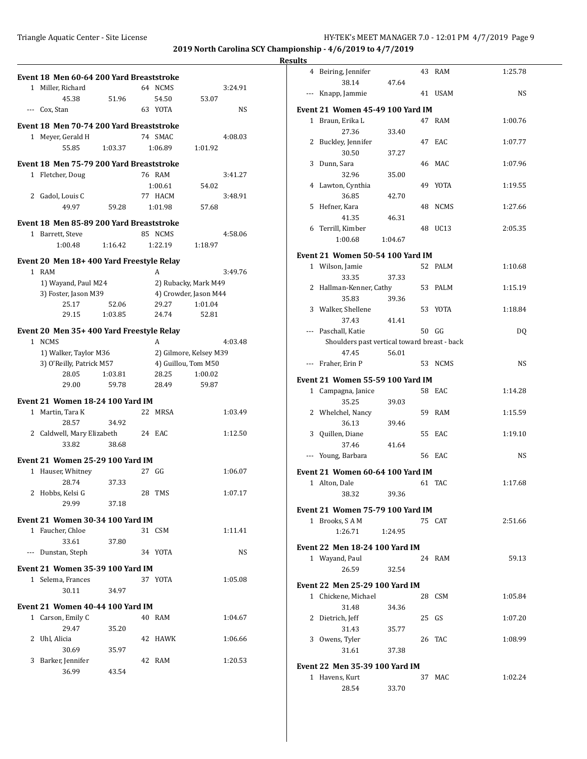**2019 North Carolina SCY Championship - 4/6/2019 to 4/7/2019**

**Results**

### Event 18 Men 60-64 200 Yard Breaststroke

| Place | Name | Age | Team | Time |
|---|---|---|---|---|
| 1 | Miller, Richard | 64 | NCMS | 3:24.91 |
| | 45.38 / 51.96 / 54.50 / 53.07 | | | |
| --- | Cox, Stan | 63 | YOTA | NS |

### Event 18 Men 70-74 200 Yard Breaststroke

| Place | Name | Age | Team | Time |
|---|---|---|---|---|
| 1 | Meyer, Gerald H | 74 | SMAC | 4:08.03 |
| | 55.85 / 1:03.37 / 1:06.89 / 1:01.92 | | | |

### Event 18 Men 75-79 200 Yard Breaststroke

| Place | Name | Age | Team | Time |
|---|---|---|---|---|
| 1 | Fletcher, Doug | 76 | RAM | 3:41.27 |
| | 1:00.61 / 54.02 | | | |
| 2 | Gadol, Louis C | 77 | HACM | 3:48.91 |
| | 49.97 / 59.28 / 1:01.98 / 57.68 | | | |

### Event 18 Men 85-89 200 Yard Breaststroke

| Place | Name | Age | Team | Time |
|---|---|---|---|---|
| 1 | Barrett, Steve | 85 | NCMS | 4:58.06 |
| | 1:00.48 / 1:16.42 / 1:22.19 / 1:18.97 | | | |

### Event 20 Men 18+ 400 Yard Freestyle Relay

| Place | Team | Relay | Time |
|---|---|---|---|
| 1 | RAM | A | 3:49.76 |

1) Wayand, Paul M24 2) Rubacky, Mark M49
3) Foster, Jason M39 4) Crowder, Jason M44

25.17 52.06 29.27 1:01.04
29.15 1:03.85 24.74 52.81

### Event 20 Men 35+ 400 Yard Freestyle Relay

| Place | Team | Relay | Time |
|---|---|---|---|
| 1 | NCMS | A | 4:03.48 |

1) Walker, Taylor M36 2) Gilmore, Kelsey M39
3) O'Reilly, Patrick M57 4) Guillou, Tom M50

28.05 1:03.81 28.25 1:00.02
29.00 59.78 28.49 59.87

### Event 21 Women 18-24 100 Yard IM

| Place | Name | Age | Team | Time |
|---|---|---|---|---|
| 1 | Martin, Tara K | 22 | MRSA | 1:03.49 |
| | 28.57 / 34.92 | | | |
| 2 | Caldwell, Mary Elizabeth | 24 | EAC | 1:12.50 |
| | 33.82 / 38.68 | | | |

### Event 21 Women 25-29 100 Yard IM

| Place | Name | Age | Team | Time |
|---|---|---|---|---|
| 1 | Hauser, Whitney | 27 | GG | 1:06.07 |
| | 28.74 / 37.33 | | | |
| 2 | Hobbs, Kelsi G | 28 | TMS | 1:07.17 |
| | 29.99 / 37.18 | | | |

### Event 21 Women 30-34 100 Yard IM

| Place | Name | Age | Team | Time |
|---|---|---|---|---|
| 1 | Faucher, Chloe | 31 | CSM | 1:11.41 |
| | 33.61 / 37.80 | | | |
| --- | Dunstan, Steph | 34 | YOTA | NS |

### Event 21 Women 35-39 100 Yard IM

| Place | Name | Age | Team | Time |
|---|---|---|---|---|
| 1 | Selema, Frances | 37 | YOTA | 1:05.08 |
| | 30.11 / 34.97 | | | |

### Event 21 Women 40-44 100 Yard IM

| Place | Name | Age | Team | Time |
|---|---|---|---|---|
| 1 | Carson, Emily C | 40 | RAM | 1:04.67 |
| | 29.47 / 35.20 | | | |
| 2 | Uhl, Alicia | 42 | HAWK | 1:06.66 |
| | 30.69 / 35.97 | | | |
| 3 | Barker, Jennifer | 42 | RAM | 1:20.53 |
| | 36.99 / 43.54 | | | |
| 4 | Beiring, Jennifer | 43 | RAM | 1:25.78 |
| | 38.14 / 47.64 | | | |
| --- | Knapp, Jammie | 41 | USAM | NS |

### Event 21 Women 45-49 100 Yard IM

| Place | Name | Age | Team | Time |
|---|---|---|---|---|
| 1 | Braun, Erika L | 47 | RAM | 1:00.76 |
| | 27.36 / 33.40 | | | |
| 2 | Buckley, Jennifer | 47 | EAC | 1:07.77 |
| | 30.50 / 37.27 | | | |
| 3 | Dunn, Sara | 46 | MAC | 1:07.96 |
| | 32.96 / 35.00 | | | |
| 4 | Lawton, Cynthia | 49 | YOTA | 1:19.55 |
| | 36.85 / 42.70 | | | |
| 5 | Hefner, Kara | 48 | NCMS | 1:27.66 |
| | 41.35 / 46.31 | | | |
| 6 | Terrill, Kimber | 48 | UC13 | 2:05.35 |
| | 1:00.68 / 1:04.67 | | | |

### Event 21 Women 50-54 100 Yard IM

| Place | Name | Age | Team | Time |
|---|---|---|---|---|
| 1 | Wilson, Jamie | 52 | PALM | 1:10.68 |
| | 33.35 / 37.33 | | | |
| 2 | Hallman-Kenner, Cathy | 53 | PALM | 1:15.19 |
| | 35.83 / 39.36 | | | |
| 3 | Walker, Shellene | 53 | YOTA | 1:18.84 |
| | 37.43 / 41.41 | | | |
| --- | Paschall, Katie | 50 | GG | DQ |
| | Shoulders past vertical toward breast - back | | | |
| | 47.45 / 56.01 | | | |
| --- | Fraher, Erin P | 53 | NCMS | NS |

### Event 21 Women 55-59 100 Yard IM

| Place | Name | Age | Team | Time |
|---|---|---|---|---|
| 1 | Campagna, Janice | 58 | EAC | 1:14.28 |
| | 35.25 / 39.03 | | | |
| 2 | Whelchel, Nancy | 59 | RAM | 1:15.59 |
| | 36.13 / 39.46 | | | |
| 3 | Quillen, Diane | 55 | EAC | 1:19.10 |
| | 37.46 / 41.64 | | | |
| --- | Young, Barbara | 56 | EAC | NS |

### Event 21 Women 60-64 100 Yard IM

| Place | Name | Age | Team | Time |
|---|---|---|---|---|
| 1 | Alton, Dale | 61 | TAC | 1:17.68 |
| | 38.32 / 39.36 | | | |

### Event 21 Women 75-79 100 Yard IM

| Place | Name | Age | Team | Time |
|---|---|---|---|---|
| 1 | Brooks, S A M | 75 | CAT | 2:51.66 |
| | 1:26.71 / 1:24.95 | | | |

### Event 22 Men 18-24 100 Yard IM

| Place | Name | Age | Team | Time |
|---|---|---|---|---|
| 1 | Wayand, Paul | 24 | RAM | 59.13 |
| | 26.59 / 32.54 | | | |

### Event 22 Men 25-29 100 Yard IM

| Place | Name | Age | Team | Time |
|---|---|---|---|---|
| 1 | Chickene, Michael | 28 | CSM | 1:05.84 |
| | 31.48 / 34.36 | | | |
| 2 | Dietrich, Jeff | 25 | GS | 1:07.20 |
| | 31.43 / 35.77 | | | |
| 3 | Owens, Tyler | 26 | TAC | 1:08.99 |
| | 31.61 / 37.38 | | | |

### Event 22 Men 35-39 100 Yard IM

| Place | Name | Age | Team | Time |
|---|---|---|---|---|
| 1 | Havens, Kurt | 37 | MAC | 1:02.24 |
| | 28.54 / 33.70 | | | |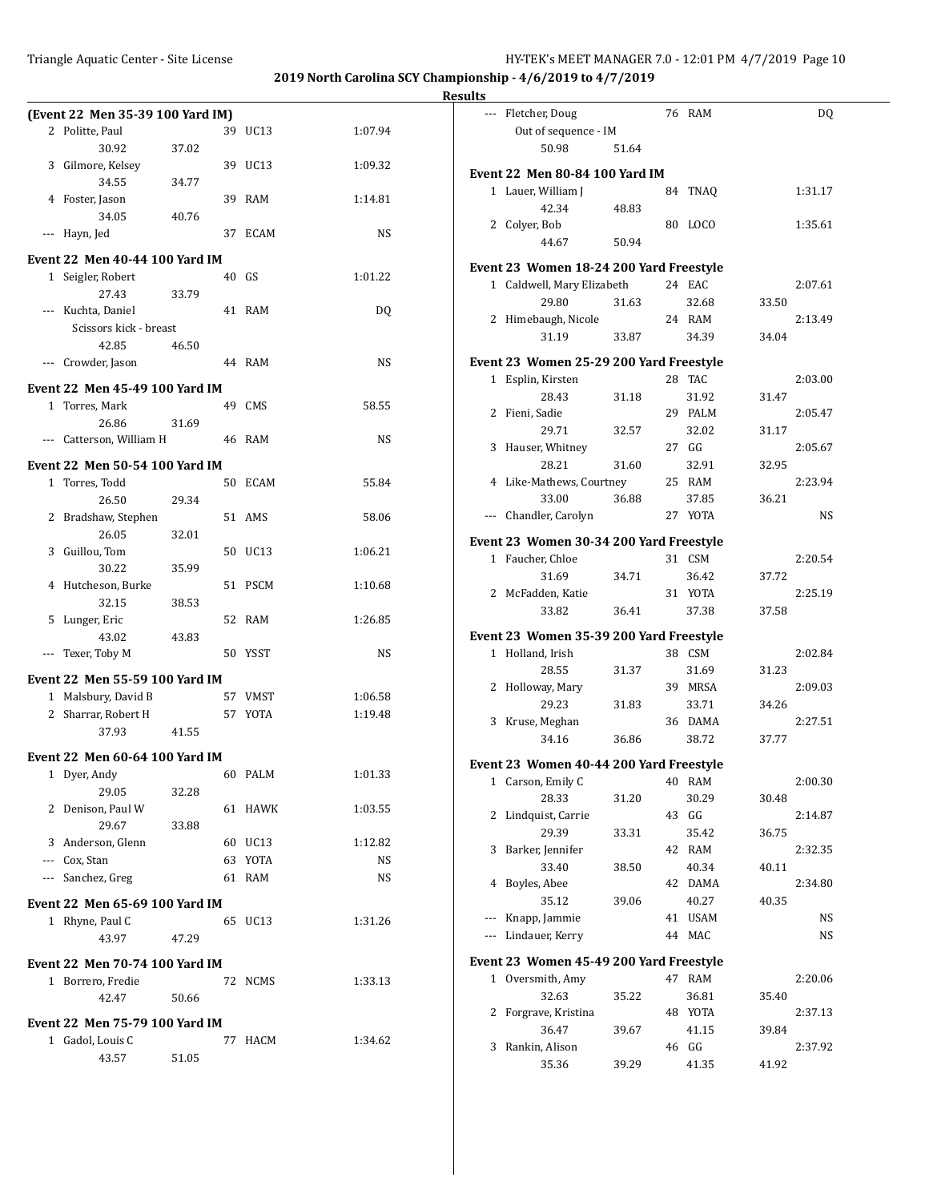**2019 North Carolina SCY Championship - 4/6/2019 to 4/7/2019**

**Results**

**(Event 22 Men 35-39 100 Yard IM)**

| Place | Name | Age | Team | Finals Time |
|---|---|---|---|---|
| 2 | Politte, Paul | 39 | UC13 | 1:07.94 |
| | 30.92 37.02 | | | |
| 3 | Gilmore, Kelsey | 39 | UC13 | 1:09.32 |
| | 34.55 34.77 | | | |
| 4 | Foster, Jason | 39 | RAM | 1:14.81 |
| | 34.05 40.76 | | | |
| --- | Hayn, Jed | 37 | ECAM | NS |

**Event 22 Men 40-44 100 Yard IM**

| Place | Name | Age | Team | Finals Time |
|---|---|---|---|---|
| 1 | Seigler, Robert | 40 | GS | 1:01.22 |
| | 27.43 33.79 | | | |
| --- | Kuchta, Daniel | 41 | RAM | DQ |
| | Scissors kick - breast | | | |
| | 42.85 46.50 | | | |
| --- | Crowder, Jason | 44 | RAM | NS |

**Event 22 Men 45-49 100 Yard IM**

| Place | Name | Age | Team | Finals Time |
|---|---|---|---|---|
| 1 | Torres, Mark | 49 | CMS | 58.55 |
| | 26.86 31.69 | | | |
| --- | Catterson, William H | 46 | RAM | NS |

**Event 22 Men 50-54 100 Yard IM**

| Place | Name | Age | Team | Finals Time |
|---|---|---|---|---|
| 1 | Torres, Todd | 50 | ECAM | 55.84 |
| | 26.50 29.34 | | | |
| 2 | Bradshaw, Stephen | 51 | AMS | 58.06 |
| | 26.05 32.01 | | | |
| 3 | Guillou, Tom | 50 | UC13 | 1:06.21 |
| | 30.22 35.99 | | | |
| 4 | Hutcheson, Burke | 51 | PSCM | 1:10.68 |
| | 32.15 38.53 | | | |
| 5 | Lunger, Eric | 52 | RAM | 1:26.85 |
| | 43.02 43.83 | | | |
| --- | Texer, Toby M | 50 | YSST | NS |

**Event 22 Men 55-59 100 Yard IM**

| Place | Name | Age | Team | Finals Time |
|---|---|---|---|---|
| 1 | Malsbury, David B | 57 | VMST | 1:06.58 |
| 2 | Sharrar, Robert H | 57 | YOTA | 1:19.48 |
| | 37.93 41.55 | | | |

**Event 22 Men 60-64 100 Yard IM**

| Place | Name | Age | Team | Finals Time |
|---|---|---|---|---|
| 1 | Dyer, Andy | 60 | PALM | 1:01.33 |
| | 29.05 32.28 | | | |
| 2 | Denison, Paul W | 61 | HAWK | 1:03.55 |
| | 29.67 33.88 | | | |
| 3 | Anderson, Glenn | 60 | UC13 | 1:12.82 |
| --- | Cox, Stan | 63 | YOTA | NS |
| --- | Sanchez, Greg | 61 | RAM | NS |

**Event 22 Men 65-69 100 Yard IM**

| Place | Name | Age | Team | Finals Time |
|---|---|---|---|---|
| 1 | Rhyne, Paul C | 65 | UC13 | 1:31.26 |
| | 43.97 47.29 | | | |

**Event 22 Men 70-74 100 Yard IM**

| Place | Name | Age | Team | Finals Time |
|---|---|---|---|---|
| 1 | Borrero, Fredie | 72 | NCMS | 1:33.13 |
| | 42.47 50.66 | | | |

**Event 22 Men 75-79 100 Yard IM**

| Place | Name | Age | Team | Finals Time |
|---|---|---|---|---|
| 1 | Gadol, Louis C | 77 | HACM | 1:34.62 |
| | 43.57 51.05 | | | |
| --- | Fletcher, Doug | 76 | RAM | DQ |
| | Out of sequence - IM | | | |
| | 50.98 51.64 | | | |

**Event 22 Men 80-84 100 Yard IM**

| Place | Name | Age | Team | Finals Time |
|---|---|---|---|---|
| 1 | Lauer, William J | 84 | TNAQ | 1:31.17 |
| | 42.34 48.83 | | | |
| 2 | Colyer, Bob | 80 | LOCO | 1:35.61 |
| | 44.67 50.94 | | | |

**Event 23 Women 18-24 200 Yard Freestyle**

| Place | Name | Age | Team | Finals Time |
|---|---|---|---|---|
| 1 | Caldwell, Mary Elizabeth | 24 | EAC | 2:07.61 |
| | 29.80 31.63 32.68 33.50 | | | |
| 2 | Himebaugh, Nicole | 24 | RAM | 2:13.49 |
| | 31.19 33.87 34.39 34.04 | | | |

**Event 23 Women 25-29 200 Yard Freestyle**

| Place | Name | Age | Team | Finals Time |
|---|---|---|---|---|
| 1 | Esplin, Kirsten | 28 | TAC | 2:03.00 |
| | 28.43 31.18 31.92 31.47 | | | |
| 2 | Fieni, Sadie | 29 | PALM | 2:05.47 |
| | 29.71 32.57 32.02 31.17 | | | |
| 3 | Hauser, Whitney | 27 | GG | 2:05.67 |
| | 28.21 31.60 32.91 32.95 | | | |
| 4 | Like-Mathews, Courtney | 25 | RAM | 2:23.94 |
| | 33.00 36.88 37.85 36.21 | | | |
| --- | Chandler, Carolyn | 27 | YOTA | NS |

**Event 23 Women 30-34 200 Yard Freestyle**

| Place | Name | Age | Team | Finals Time |
|---|---|---|---|---|
| 1 | Faucher, Chloe | 31 | CSM | 2:20.54 |
| | 31.69 34.71 36.42 37.72 | | | |
| 2 | McFadden, Katie | 31 | YOTA | 2:25.19 |
| | 33.82 36.41 37.38 37.58 | | | |

**Event 23 Women 35-39 200 Yard Freestyle**

| Place | Name | Age | Team | Finals Time |
|---|---|---|---|---|
| 1 | Holland, Irish | 38 | CSM | 2:02.84 |
| | 28.55 31.37 31.69 31.23 | | | |
| 2 | Holloway, Mary | 39 | MRSA | 2:09.03 |
| | 29.23 31.83 33.71 34.26 | | | |
| 3 | Kruse, Meghan | 36 | DAMA | 2:27.51 |
| | 34.16 36.86 38.72 37.77 | | | |

**Event 23 Women 40-44 200 Yard Freestyle**

| Place | Name | Age | Team | Finals Time |
|---|---|---|---|---|
| 1 | Carson, Emily C | 40 | RAM | 2:00.30 |
| | 28.33 31.20 30.29 30.48 | | | |
| 2 | Lindquist, Carrie | 43 | GG | 2:14.87 |
| | 29.39 33.31 35.42 36.75 | | | |
| 3 | Barker, Jennifer | 42 | RAM | 2:32.35 |
| | 33.40 38.50 40.34 40.11 | | | |
| 4 | Boyles, Abee | 42 | DAMA | 2:34.80 |
| | 35.12 39.06 40.27 40.35 | | | |
| --- | Knapp, Jammie | 41 | USAM | NS |
| --- | Lindauer, Kerry | 44 | MAC | NS |

**Event 23 Women 45-49 200 Yard Freestyle**

| Place | Name | Age | Team | Finals Time |
|---|---|---|---|---|
| 1 | Oversmith, Amy | 47 | RAM | 2:20.06 |
| | 32.63 35.22 36.81 35.40 | | | |
| 2 | Forgrave, Kristina | 48 | YOTA | 2:37.13 |
| | 36.47 39.67 41.15 39.84 | | | |
| 3 | Rankin, Alison | 46 | GG | 2:37.92 |
| | 35.36 39.29 41.35 41.92 | | | |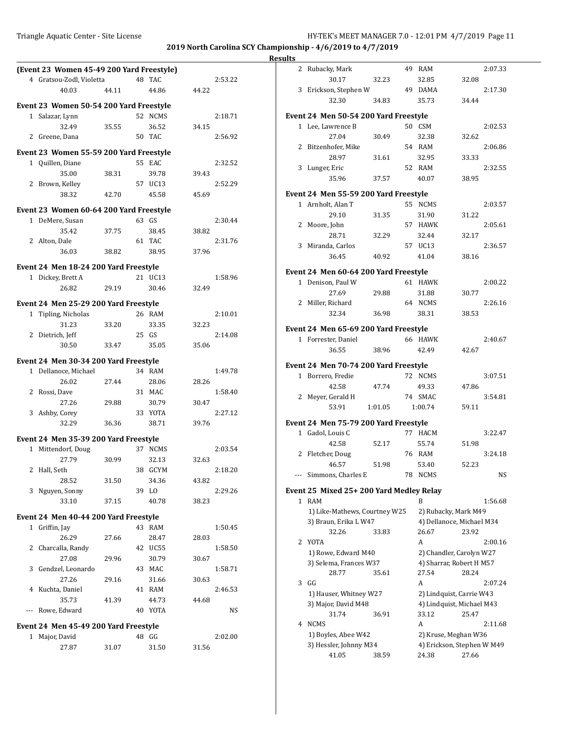**2019 North Carolina SCY Championship - 4/6/2019 to 4/7/2019**

**Results**

### (Event 23 Women 45-49 200 Yard Freestyle)

| Place | Name | Age | Team | Time |
|---|---|---|---|---|
| 4 | Gratsou-Zodl, Violetta | 48 | TAC | 2:53.22 |
| | 40.03 / 44.11 / 44.86 / 44.22 | | | |

### Event 23 Women 50-54 200 Yard Freestyle

| Place | Name | Age | Team | Time |
|---|---|---|---|---|
| 1 | Salazar, Lynn | 52 | NCMS | 2:18.71 |
| | 32.49 / 35.55 / 36.52 / 34.15 | | | |
| 2 | Greene, Dana | 50 | TAC | 2:56.92 |

### Event 23 Women 55-59 200 Yard Freestyle

| Place | Name | Age | Team | Time |
|---|---|---|---|---|
| 1 | Quillen, Diane | 55 | EAC | 2:32.52 |
| | 35.00 / 38.31 / 39.78 / 39.43 | | | |
| 2 | Brown, Kelley | 57 | UC13 | 2:52.29 |
| | 38.32 / 42.70 / 45.58 / 45.69 | | | |

### Event 23 Women 60-64 200 Yard Freestyle

| Place | Name | Age | Team | Time |
|---|---|---|---|---|
| 1 | DeMere, Susan | 63 | GS | 2:30.44 |
| | 35.42 / 37.75 / 38.45 / 38.82 | | | |
| 2 | Alton, Dale | 61 | TAC | 2:31.76 |
| | 36.03 / 38.82 / 38.95 / 37.96 | | | |

### Event 24 Men 18-24 200 Yard Freestyle

| Place | Name | Age | Team | Time |
|---|---|---|---|---|
| 1 | Dickey, Brett A | 21 | UC13 | 1:58.96 |
| | 26.82 / 29.19 / 30.46 / 32.49 | | | |

### Event 24 Men 25-29 200 Yard Freestyle

| Place | Name | Age | Team | Time |
|---|---|---|---|---|
| 1 | Tipling, Nicholas | 26 | RAM | 2:10.01 |
| | 31.23 / 33.20 / 33.35 / 32.23 | | | |
| 2 | Dietrich, Jeff | 25 | GS | 2:14.08 |
| | 30.50 / 33.47 / 35.05 / 35.06 | | | |

### Event 24 Men 30-34 200 Yard Freestyle

| Place | Name | Age | Team | Time |
|---|---|---|---|---|
| 1 | Dellanoce, Michael | 34 | RAM | 1:49.78 |
| | 26.02 / 27.44 / 28.06 / 28.26 | | | |
| 2 | Rossi, Dave | 31 | MAC | 1:58.40 |
| | 27.26 / 29.88 / 30.79 / 30.47 | | | |
| 3 | Ashby, Corey | 33 | YOTA | 2:27.12 |
| | 32.29 / 36.36 / 38.71 / 39.76 | | | |

### Event 24 Men 35-39 200 Yard Freestyle

| Place | Name | Age | Team | Time |
|---|---|---|---|---|
| 1 | Mittendorf, Doug | 37 | NCMS | 2:03.54 |
| | 27.79 / 30.99 / 32.13 / 32.63 | | | |
| 2 | Hall, Seth | 38 | GCYM | 2:18.20 |
| | 28.52 / 31.50 / 34.36 / 43.82 | | | |
| 3 | Nguyen, Sonny | 39 | LO | 2:29.26 |
| | 33.10 / 37.15 / 40.78 / 38.23 | | | |

### Event 24 Men 40-44 200 Yard Freestyle

| Place | Name | Age | Team | Time |
|---|---|---|---|---|
| 1 | Griffin, Jay | 43 | RAM | 1:50.45 |
| | 26.29 / 27.66 / 28.47 / 28.03 | | | |
| 2 | Charcalla, Randy | 42 | UC55 | 1:58.50 |
| | 27.08 / 29.96 / 30.79 / 30.67 | | | |
| 3 | Gendzel, Leonardo | 43 | MAC | 1:58.71 |
| | 27.26 / 29.16 / 31.66 / 30.63 | | | |
| 4 | Kuchta, Daniel | 41 | RAM | 2:46.53 |
| | 35.73 / 41.39 / 44.73 / 44.68 | | | |
| --- | Rowe, Edward | 40 | YOTA | NS |

### Event 24 Men 45-49 200 Yard Freestyle

| Place | Name | Age | Team | Time |
|---|---|---|---|---|
| 1 | Major, David | 48 | GG | 2:02.00 |
| | 27.87 / 31.07 / 31.50 / 31.56 | | | |
| 2 | Rubacky, Mark | 49 | RAM | 2:07.33 |
| | 30.17 / 32.23 / 32.85 / 32.08 | | | |
| 3 | Erickson, Stephen W | 49 | DAMA | 2:17.30 |
| | 32.30 / 34.83 / 35.73 / 34.44 | | | |

### Event 24 Men 50-54 200 Yard Freestyle

| Place | Name | Age | Team | Time |
|---|---|---|---|---|
| 1 | Lee, Lawrence B | 50 | CSM | 2:02.53 |
| | 27.04 / 30.49 / 32.38 / 32.62 | | | |
| 2 | Bitzenhofer, Mike | 54 | RAM | 2:06.86 |
| | 28.97 / 31.61 / 32.95 / 33.33 | | | |
| 3 | Lunger, Eric | 52 | RAM | 2:32.55 |
| | 35.96 / 37.57 / 40.07 / 38.95 | | | |

### Event 24 Men 55-59 200 Yard Freestyle

| Place | Name | Age | Team | Time |
|---|---|---|---|---|
| 1 | Arnholt, Alan T | 55 | NCMS | 2:03.57 |
| | 29.10 / 31.35 / 31.90 / 31.22 | | | |
| 2 | Moore, John | 57 | HAWK | 2:05.61 |
| | 28.71 / 32.29 / 32.44 / 32.17 | | | |
| 3 | Miranda, Carlos | 57 | UC13 | 2:36.57 |
| | 36.45 / 40.92 / 41.04 / 38.16 | | | |

### Event 24 Men 60-64 200 Yard Freestyle

| Place | Name | Age | Team | Time |
|---|---|---|---|---|
| 1 | Denison, Paul W | 61 | HAWK | 2:00.22 |
| | 27.69 / 29.88 / 31.88 / 30.77 | | | |
| 2 | Miller, Richard | 64 | NCMS | 2:26.16 |
| | 32.34 / 36.98 / 38.31 / 38.53 | | | |

### Event 24 Men 65-69 200 Yard Freestyle

| Place | Name | Age | Team | Time |
|---|---|---|---|---|
| 1 | Forrester, Daniel | 66 | HAWK | 2:40.67 |
| | 36.55 / 38.96 / 42.49 / 42.67 | | | |

### Event 24 Men 70-74 200 Yard Freestyle

| Place | Name | Age | Team | Time |
|---|---|---|---|---|
| 1 | Borrero, Fredie | 72 | NCMS | 3:07.51 |
| | 42.58 / 47.74 / 49.33 / 47.86 | | | |
| 2 | Meyer, Gerald H | 74 | SMAC | 3:54.81 |
| | 53.91 / 1:01.05 / 1:00.74 / 59.11 | | | |

### Event 24 Men 75-79 200 Yard Freestyle

| Place | Name | Age | Team | Time |
|---|---|---|---|---|
| 1 | Gadol, Louis C | 77 | HACM | 3:22.47 |
| | 42.58 / 52.17 / 55.74 / 51.98 | | | |
| 2 | Fletcher, Doug | 76 | RAM | 3:24.18 |
| | 46.57 / 51.98 / 53.40 / 52.23 | | | |
| --- | Simmons, Charles E | 78 | NCMS | NS |

### Event 25 Mixed 25+ 200 Yard Medley Relay

| Place | Team | Relay | Time |
|---|---|---|---|
| 1 | RAM | B | 1:56.68 |
| | 1) Like-Mathews, Courtney W25; 2) Rubacky, Mark M49; 3) Braun, Erika L W47; 4) Dellanoce, Michael M34 | | |
| | 32.26 / 33.83 / 26.67 / 23.92 | | |
| 2 | YOTA | A | 2:00.16 |
| | 1) Rowe, Edward M40; 2) Chandler, Carolyn W27; 3) Selema, Frances W37; 4) Sharrar, Robert H M57 | | |
| | 28.77 / 35.61 / 27.54 / 28.24 | | |
| 3 | GG | A | 2:07.24 |
| | 1) Hauser, Whitney W27; 2) Lindquist, Carrie W43; 3) Major, David M48; 4) Lindquist, Michael M43 | | |
| | 31.74 / 36.91 / 33.12 / 25.47 | | |
| 4 | NCMS | A | 2:11.68 |
| | 1) Boyles, Abee W42; 2) Kruse, Meghan W36; 3) Hessler, Johnny M34; 4) Erickson, Stephen W M49 | | |
| | 41.05 / 38.59 / 24.38 / 27.66 | | |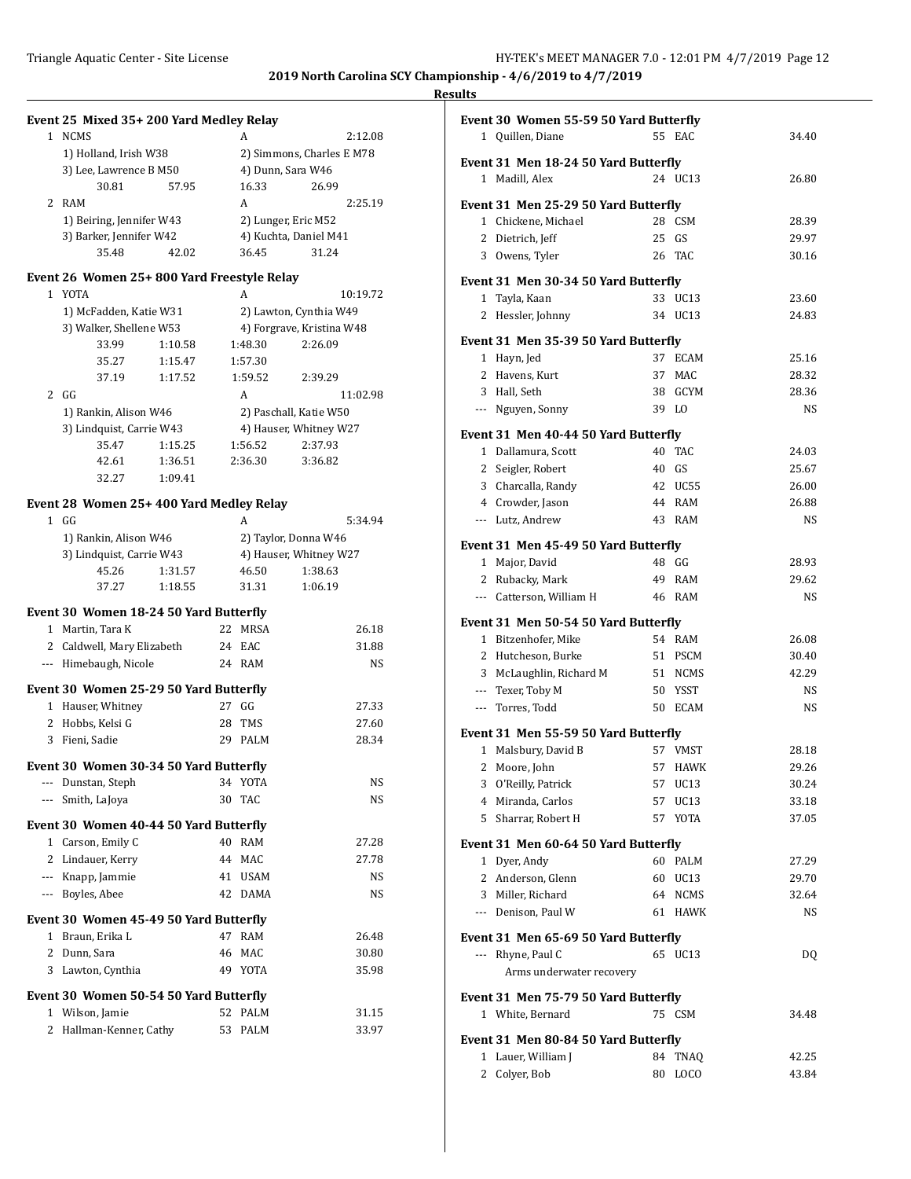## 2019 North Carolina SCY Championship - 4/6/2019 to 4/7/2019

### Results

#### Event 25 Mixed 35+ 200 Yard Medley Relay

1 NCMS — A — 2:12.08
1) Holland, Irish W38 2) Simmons, Charles E M78
3) Lee, Lawrence B M50 4) Dunn, Sara W46
30.81 57.95 16.33 26.99

2 RAM — A — 2:25.19
1) Beiring, Jennifer W43 2) Lunger, Eric M52
3) Barker, Jennifer W42 4) Kuchta, Daniel M41
35.48 42.02 36.45 31.24

#### Event 26 Women 25+ 800 Yard Freestyle Relay

1 YOTA — A — 10:19.72
1) McFadden, Katie W31 2) Lawton, Cynthia W49
3) Walker, Shellene W53 4) Forgrave, Kristina W48
33.99 1:10.58 1:48.30 2:26.09
35.27 1:15.47 1:57.30
37.19 1:17.52 1:59.52 2:39.29

2 GG — A — 11:02.98
1) Rankin, Alison W46 2) Paschall, Katie W50
3) Lindquist, Carrie W43 4) Hauser, Whitney W27
35.47 1:15.25 1:56.52 2:37.93
42.61 1:36.51 2:36.30 3:36.82
32.27 1:09.41

#### Event 28 Women 25+ 400 Yard Medley Relay

1 GG — A — 5:34.94
1) Rankin, Alison W46 2) Taylor, Donna W46
3) Lindquist, Carrie W43 4) Hauser, Whitney W27
45.26 1:31.57 46.50 1:38.63
37.27 1:18.55 31.31 1:06.19

#### Event 30 Women 18-24 50 Yard Butterfly

| | Name | Age | Team | Time |
|---|---|---|---|---|
| 1 | Martin, Tara K | 22 | MRSA | 26.18 |
| 2 | Caldwell, Mary Elizabeth | 24 | EAC | 31.88 |
| --- | Himebaugh, Nicole | 24 | RAM | NS |

#### Event 30 Women 25-29 50 Yard Butterfly

| | Name | Age | Team | Time |
|---|---|---|---|---|
| 1 | Hauser, Whitney | 27 | GG | 27.33 |
| 2 | Hobbs, Kelsi G | 28 | TMS | 27.60 |
| 3 | Fieni, Sadie | 29 | PALM | 28.34 |

#### Event 30 Women 30-34 50 Yard Butterfly

| | Name | Age | Team | Time |
|---|---|---|---|---|
| --- | Dunstan, Steph | 34 | YOTA | NS |
| --- | Smith, LaJoya | 30 | TAC | NS |

#### Event 30 Women 40-44 50 Yard Butterfly

| | Name | Age | Team | Time |
|---|---|---|---|---|
| 1 | Carson, Emily C | 40 | RAM | 27.28 |
| 2 | Lindauer, Kerry | 44 | MAC | 27.78 |
| --- | Knapp, Jammie | 41 | USAM | NS |
| --- | Boyles, Abee | 42 | DAMA | NS |

#### Event 30 Women 45-49 50 Yard Butterfly

| | Name | Age | Team | Time |
|---|---|---|---|---|
| 1 | Braun, Erika L | 47 | RAM | 26.48 |
| 2 | Dunn, Sara | 46 | MAC | 30.80 |
| 3 | Lawton, Cynthia | 49 | YOTA | 35.98 |

#### Event 30 Women 50-54 50 Yard Butterfly

| | Name | Age | Team | Time |
|---|---|---|---|---|
| 1 | Wilson, Jamie | 52 | PALM | 31.15 |
| 2 | Hallman-Kenner, Cathy | 53 | PALM | 33.97 |

#### Event 30 Women 55-59 50 Yard Butterfly

| | Name | Age | Team | Time |
|---|---|---|---|---|
| 1 | Quillen, Diane | 55 | EAC | 34.40 |

#### Event 31 Men 18-24 50 Yard Butterfly

| | Name | Age | Team | Time |
|---|---|---|---|---|
| 1 | Madill, Alex | 24 | UC13 | 26.80 |

#### Event 31 Men 25-29 50 Yard Butterfly

| | Name | Age | Team | Time |
|---|---|---|---|---|
| 1 | Chickene, Michael | 28 | CSM | 28.39 |
| 2 | Dietrich, Jeff | 25 | GS | 29.97 |
| 3 | Owens, Tyler | 26 | TAC | 30.16 |

#### Event 31 Men 30-34 50 Yard Butterfly

| | Name | Age | Team | Time |
|---|---|---|---|---|
| 1 | Tayla, Kaan | 33 | UC13 | 23.60 |
| 2 | Hessler, Johnny | 34 | UC13 | 24.83 |

#### Event 31 Men 35-39 50 Yard Butterfly

| | Name | Age | Team | Time |
|---|---|---|---|---|
| 1 | Hayn, Jed | 37 | ECAM | 25.16 |
| 2 | Havens, Kurt | 37 | MAC | 28.32 |
| 3 | Hall, Seth | 38 | GCYM | 28.36 |
| --- | Nguyen, Sonny | 39 | LO | NS |

#### Event 31 Men 40-44 50 Yard Butterfly

| | Name | Age | Team | Time |
|---|---|---|---|---|
| 1 | Dallamura, Scott | 40 | TAC | 24.03 |
| 2 | Seigler, Robert | 40 | GS | 25.67 |
| 3 | Charcalla, Randy | 42 | UC55 | 26.00 |
| 4 | Crowder, Jason | 44 | RAM | 26.88 |
| --- | Lutz, Andrew | 43 | RAM | NS |

#### Event 31 Men 45-49 50 Yard Butterfly

| | Name | Age | Team | Time |
|---|---|---|---|---|
| 1 | Major, David | 48 | GG | 28.93 |
| 2 | Rubacky, Mark | 49 | RAM | 29.62 |
| --- | Catterson, William H | 46 | RAM | NS |

#### Event 31 Men 50-54 50 Yard Butterfly

| | Name | Age | Team | Time |
|---|---|---|---|---|
| 1 | Bitzenhofer, Mike | 54 | RAM | 26.08 |
| 2 | Hutcheson, Burke | 51 | PSCM | 30.40 |
| 3 | McLaughlin, Richard M | 51 | NCMS | 42.29 |
| --- | Texer, Toby M | 50 | YSST | NS |
| --- | Torres, Todd | 50 | ECAM | NS |

#### Event 31 Men 55-59 50 Yard Butterfly

| | Name | Age | Team | Time |
|---|---|---|---|---|
| 1 | Malsbury, David B | 57 | VMST | 28.18 |
| 2 | Moore, John | 57 | HAWK | 29.26 |
| 3 | O'Reilly, Patrick | 57 | UC13 | 30.24 |
| 4 | Miranda, Carlos | 57 | UC13 | 33.18 |
| 5 | Sharrar, Robert H | 57 | YOTA | 37.05 |

#### Event 31 Men 60-64 50 Yard Butterfly

| | Name | Age | Team | Time |
|---|---|---|---|---|
| 1 | Dyer, Andy | 60 | PALM | 27.29 |
| 2 | Anderson, Glenn | 60 | UC13 | 29.70 |
| 3 | Miller, Richard | 64 | NCMS | 32.64 |
| --- | Denison, Paul W | 61 | HAWK | NS |

#### Event 31 Men 65-69 50 Yard Butterfly

| | Name | Age | Team | Time |
|---|---|---|---|---|
| --- | Rhyne, Paul C | 65 | UC13 | DQ |

Arms underwater recovery

#### Event 31 Men 75-79 50 Yard Butterfly

| | Name | Age | Team | Time |
|---|---|---|---|---|
| 1 | White, Bernard | 75 | CSM | 34.48 |

#### Event 31 Men 80-84 50 Yard Butterfly

| | Name | Age | Team | Time |
|---|---|---|---|---|
| 1 | Lauer, William J | 84 | TNAQ | 42.25 |
| 2 | Colyer, Bob | 80 | LOCO | 43.84 |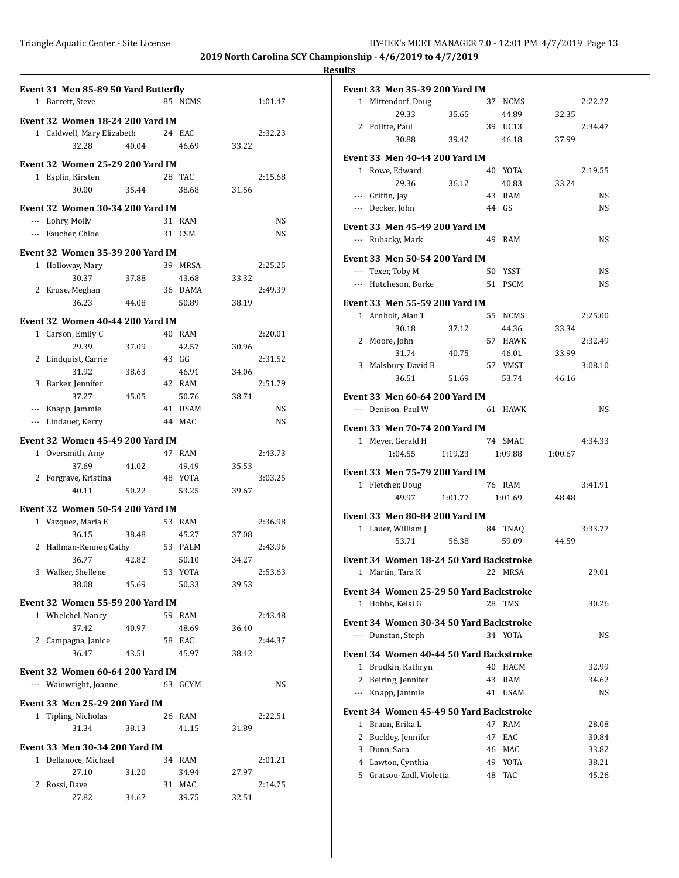**2019 North Carolina SCY Championship - 4/6/2019 to 4/7/2019**

**Results**

### Event 31 Men 85-89 50 Yard Butterfly

| Place | Name | Age | Team | Time |
|---|---|---|---|---|
| 1 | Barrett, Steve | 85 | NCMS | 1:01.47 |

### Event 32 Women 18-24 200 Yard IM

| Place | Name | Age | Team | Time |
|---|---|---|---|---|
| 1 | Caldwell, Mary Elizabeth | 24 | EAC | 2:32.23 |
| | 32.28 40.04 46.69 33.22 | | | |

### Event 32 Women 25-29 200 Yard IM

| Place | Name | Age | Team | Time |
|---|---|---|---|---|
| 1 | Esplin, Kirsten | 28 | TAC | 2:15.68 |
| | 30.00 35.44 38.68 31.56 | | | |

### Event 32 Women 30-34 200 Yard IM

| Place | Name | Age | Team | Time |
|---|---|---|---|---|
| --- | Lohry, Molly | 31 | RAM | NS |
| --- | Faucher, Chloe | 31 | CSM | NS |

### Event 32 Women 35-39 200 Yard IM

| Place | Name | Age | Team | Time |
|---|---|---|---|---|
| 1 | Holloway, Mary | 39 | MRSA | 2:25.25 |
| | 30.37 37.88 43.68 33.32 | | | |
| 2 | Kruse, Meghan | 36 | DAMA | 2:49.39 |
| | 36.23 44.08 50.89 38.19 | | | |

### Event 32 Women 40-44 200 Yard IM

| Place | Name | Age | Team | Time |
|---|---|---|---|---|
| 1 | Carson, Emily C | 40 | RAM | 2:20.01 |
| | 29.39 37.09 42.57 30.96 | | | |
| 2 | Lindquist, Carrie | 43 | GG | 2:31.52 |
| | 31.92 38.63 46.91 34.06 | | | |
| 3 | Barker, Jennifer | 42 | RAM | 2:51.79 |
| | 37.27 45.05 50.76 38.71 | | | |
| --- | Knapp, Jammie | 41 | USAM | NS |
| --- | Lindauer, Kerry | 44 | MAC | NS |

### Event 32 Women 45-49 200 Yard IM

| Place | Name | Age | Team | Time |
|---|---|---|---|---|
| 1 | Oversmith, Amy | 47 | RAM | 2:43.73 |
| | 37.69 41.02 49.49 35.53 | | | |
| 2 | Forgrave, Kristina | 48 | YOTA | 3:03.25 |
| | 40.11 50.22 53.25 39.67 | | | |

### Event 32 Women 50-54 200 Yard IM

| Place | Name | Age | Team | Time |
|---|---|---|---|---|
| 1 | Vazquez, Maria E | 53 | RAM | 2:36.98 |
| | 36.15 38.48 45.27 37.08 | | | |
| 2 | Hallman-Kenner, Cathy | 53 | PALM | 2:43.96 |
| | 36.77 42.82 50.10 34.27 | | | |
| 3 | Walker, Shellene | 53 | YOTA | 2:53.63 |
| | 38.08 45.69 50.33 39.53 | | | |

### Event 32 Women 55-59 200 Yard IM

| Place | Name | Age | Team | Time |
|---|---|---|---|---|
| 1 | Whelchel, Nancy | 59 | RAM | 2:43.48 |
| | 37.42 40.97 48.69 36.40 | | | |
| 2 | Campagna, Janice | 58 | EAC | 2:44.37 |
| | 36.47 43.51 45.97 38.42 | | | |

### Event 32 Women 60-64 200 Yard IM

| Place | Name | Age | Team | Time |
|---|---|---|---|---|
| --- | Wainwright, Joanne | 63 | GCYM | NS |

### Event 33 Men 25-29 200 Yard IM

| Place | Name | Age | Team | Time |
|---|---|---|---|---|
| 1 | Tipling, Nicholas | 26 | RAM | 2:22.51 |
| | 31.34 38.13 41.15 31.89 | | | |

### Event 33 Men 30-34 200 Yard IM

| Place | Name | Age | Team | Time |
|---|---|---|---|---|
| 1 | Dellanoce, Michael | 34 | RAM | 2:01.21 |
| | 27.10 31.20 34.94 27.97 | | | |
| 2 | Rossi, Dave | 31 | MAC | 2:14.75 |
| | 27.82 34.67 39.75 32.51 | | | |

### Event 33 Men 35-39 200 Yard IM

| Place | Name | Age | Team | Time |
|---|---|---|---|---|
| 1 | Mittendorf, Doug | 37 | NCMS | 2:22.22 |
| | 29.33 35.65 44.89 32.35 | | | |
| 2 | Politte, Paul | 39 | UC13 | 2:34.47 |
| | 30.88 39.42 46.18 37.99 | | | |

### Event 33 Men 40-44 200 Yard IM

| Place | Name | Age | Team | Time |
|---|---|---|---|---|
| 1 | Rowe, Edward | 40 | YOTA | 2:19.55 |
| | 29.36 36.12 40.83 33.24 | | | |
| --- | Griffin, Jay | 43 | RAM | NS |
| --- | Decker, John | 44 | GS | NS |

### Event 33 Men 45-49 200 Yard IM

| Place | Name | Age | Team | Time |
|---|---|---|---|---|
| --- | Rubacky, Mark | 49 | RAM | NS |

### Event 33 Men 50-54 200 Yard IM

| Place | Name | Age | Team | Time |
|---|---|---|---|---|
| --- | Texer, Toby M | 50 | YSST | NS |
| --- | Hutcheson, Burke | 51 | PSCM | NS |

### Event 33 Men 55-59 200 Yard IM

| Place | Name | Age | Team | Time |
|---|---|---|---|---|
| 1 | Arnholt, Alan T | 55 | NCMS | 2:25.00 |
| | 30.18 37.12 44.36 33.34 | | | |
| 2 | Moore, John | 57 | HAWK | 2:32.49 |
| | 31.74 40.75 46.01 33.99 | | | |
| 3 | Malsbury, David B | 57 | VMST | 3:08.10 |
| | 36.51 51.69 53.74 46.16 | | | |

### Event 33 Men 60-64 200 Yard IM

| Place | Name | Age | Team | Time |
|---|---|---|---|---|
| --- | Denison, Paul W | 61 | HAWK | NS |

### Event 33 Men 70-74 200 Yard IM

| Place | Name | Age | Team | Time |
|---|---|---|---|---|
| 1 | Meyer, Gerald H | 74 | SMAC | 4:34.33 |
| | 1:04.55 1:19.23 1:09.88 1:00.67 | | | |

### Event 33 Men 75-79 200 Yard IM

| Place | Name | Age | Team | Time |
|---|---|---|---|---|
| 1 | Fletcher, Doug | 76 | RAM | 3:41.91 |
| | 49.97 1:01.77 1:01.69 48.48 | | | |

### Event 33 Men 80-84 200 Yard IM

| Place | Name | Age | Team | Time |
|---|---|---|---|---|
| 1 | Lauer, William J | 84 | TNAQ | 3:33.77 |
| | 53.71 56.38 59.09 44.59 | | | |

### Event 34 Women 18-24 50 Yard Backstroke

| Place | Name | Age | Team | Time |
|---|---|---|---|---|
| 1 | Martin, Tara K | 22 | MRSA | 29.01 |

### Event 34 Women 25-29 50 Yard Backstroke

| Place | Name | Age | Team | Time |
|---|---|---|---|---|
| 1 | Hobbs, Kelsi G | 28 | TMS | 30.26 |

### Event 34 Women 30-34 50 Yard Backstroke

| Place | Name | Age | Team | Time |
|---|---|---|---|---|
| --- | Dunstan, Steph | 34 | YOTA | NS |

### Event 34 Women 40-44 50 Yard Backstroke

| Place | Name | Age | Team | Time |
|---|---|---|---|---|
| 1 | Brodkin, Kathryn | 40 | HACM | 32.99 |
| 2 | Beiring, Jennifer | 43 | RAM | 34.62 |
| --- | Knapp, Jammie | 41 | USAM | NS |

### Event 34 Women 45-49 50 Yard Backstroke

| Place | Name | Age | Team | Time |
|---|---|---|---|---|
| 1 | Braun, Erika L | 47 | RAM | 28.08 |
| 2 | Buckley, Jennifer | 47 | EAC | 30.84 |
| 3 | Dunn, Sara | 46 | MAC | 33.82 |
| 4 | Lawton, Cynthia | 49 | YOTA | 38.21 |
| 5 | Gratsou-Zodl, Violetta | 48 | TAC | 45.26 |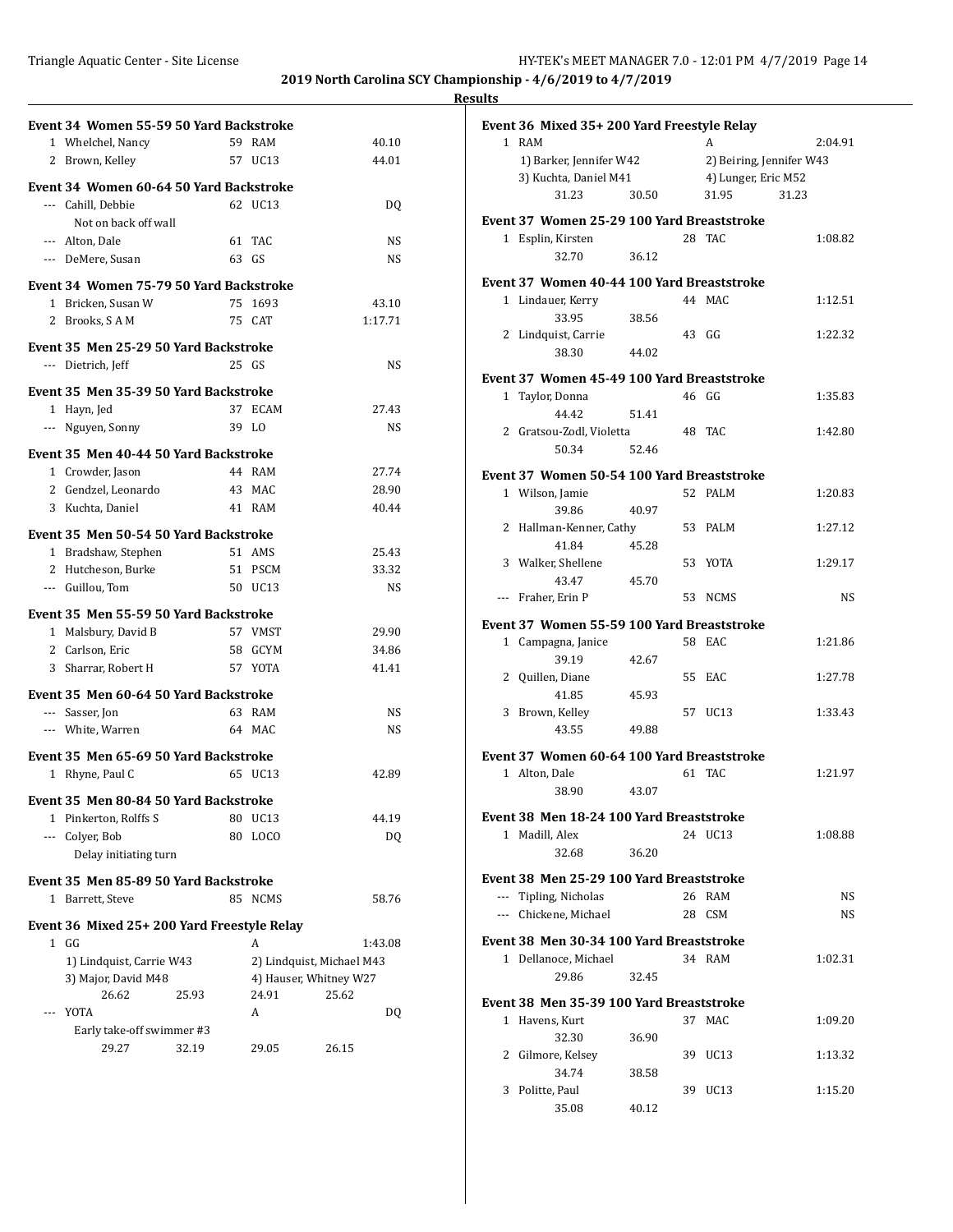## 2019 North Carolina SCY Championship - 4/6/2019 to 4/7/2019

### Results

**Event 34 Women 55-59 50 Yard Backstroke**

| Place | Name | Age | Team | Time |
|---|---|---|---|---|
| 1 | Whelchel, Nancy | 59 | RAM | 40.10 |
| 2 | Brown, Kelley | 57 | UC13 | 44.01 |

**Event 34 Women 60-64 50 Yard Backstroke**

| Place | Name | Age | Team | Time |
|---|---|---|---|---|
| --- | Cahill, Debbie | 62 | UC13 | DQ |
| | Not on back off wall | | | |
| --- | Alton, Dale | 61 | TAC | NS |
| --- | DeMere, Susan | 63 | GS | NS |

**Event 34 Women 75-79 50 Yard Backstroke**

| Place | Name | Age | Team | Time |
|---|---|---|---|---|
| 1 | Bricken, Susan W | 75 | 1693 | 43.10 |
| 2 | Brooks, S A M | 75 | CAT | 1:17.71 |

**Event 35 Men 25-29 50 Yard Backstroke**

| Place | Name | Age | Team | Time |
|---|---|---|---|---|
| --- | Dietrich, Jeff | 25 | GS | NS |

**Event 35 Men 35-39 50 Yard Backstroke**

| Place | Name | Age | Team | Time |
|---|---|---|---|---|
| 1 | Hayn, Jed | 37 | ECAM | 27.43 |
| --- | Nguyen, Sonny | 39 | LO | NS |

**Event 35 Men 40-44 50 Yard Backstroke**

| Place | Name | Age | Team | Time |
|---|---|---|---|---|
| 1 | Crowder, Jason | 44 | RAM | 27.74 |
| 2 | Gendzel, Leonardo | 43 | MAC | 28.90 |
| 3 | Kuchta, Daniel | 41 | RAM | 40.44 |

**Event 35 Men 50-54 50 Yard Backstroke**

| Place | Name | Age | Team | Time |
|---|---|---|---|---|
| 1 | Bradshaw, Stephen | 51 | AMS | 25.43 |
| 2 | Hutcheson, Burke | 51 | PSCM | 33.32 |
| --- | Guillou, Tom | 50 | UC13 | NS |

**Event 35 Men 55-59 50 Yard Backstroke**

| Place | Name | Age | Team | Time |
|---|---|---|---|---|
| 1 | Malsbury, David B | 57 | VMST | 29.90 |
| 2 | Carlson, Eric | 58 | GCYM | 34.86 |
| 3 | Sharrar, Robert H | 57 | YOTA | 41.41 |

**Event 35 Men 60-64 50 Yard Backstroke**

| Place | Name | Age | Team | Time |
|---|---|---|---|---|
| --- | Sasser, Jon | 63 | RAM | NS |
| --- | White, Warren | 64 | MAC | NS |

**Event 35 Men 65-69 50 Yard Backstroke**

| Place | Name | Age | Team | Time |
|---|---|---|---|---|
| 1 | Rhyne, Paul C | 65 | UC13 | 42.89 |

**Event 35 Men 80-84 50 Yard Backstroke**

| Place | Name | Age | Team | Time |
|---|---|---|---|---|
| 1 | Pinkerton, Rolffs S | 80 | UC13 | 44.19 |
| --- | Colyer, Bob | 80 | LOCO | DQ |
| | Delay initiating turn | | | |

**Event 35 Men 85-89 50 Yard Backstroke**

| Place | Name | Age | Team | Time |
|---|---|---|---|---|
| 1 | Barrett, Steve | 85 | NCMS | 58.76 |

**Event 36 Mixed 25+ 200 Yard Freestyle Relay**

1 GG — A — 1:43.08
1) Lindquist, Carrie W43 2) Lindquist, Michael M43
3) Major, David M48 4) Hauser, Whitney W27
26.62 25.93 24.91 25.62

--- YOTA — A — DQ
Early take-off swimmer #3
29.27 32.19 29.05 26.15

**Event 36 Mixed 35+ 200 Yard Freestyle Relay**

1 RAM — A — 2:04.91
1) Barker, Jennifer W42 2) Beiring, Jennifer W43
3) Kuchta, Daniel M41 4) Lunger, Eric M52
31.23 30.50 31.95 31.23

**Event 37 Women 25-29 100 Yard Breaststroke**

| Place | Name | Age | Team | Time |
|---|---|---|---|---|
| 1 | Esplin, Kirsten | 28 | TAC | 1:08.82 |
| | 32.70 36.12 | | | |

**Event 37 Women 40-44 100 Yard Breaststroke**

| Place | Name | Age | Team | Time |
|---|---|---|---|---|
| 1 | Lindauer, Kerry | 44 | MAC | 1:12.51 |
| | 33.95 38.56 | | | |
| 2 | Lindquist, Carrie | 43 | GG | 1:22.32 |
| | 38.30 44.02 | | | |

**Event 37 Women 45-49 100 Yard Breaststroke**

| Place | Name | Age | Team | Time |
|---|---|---|---|---|
| 1 | Taylor, Donna | 46 | GG | 1:35.83 |
| | 44.42 51.41 | | | |
| 2 | Gratsou-Zodl, Violetta | 48 | TAC | 1:42.80 |
| | 50.34 52.46 | | | |

**Event 37 Women 50-54 100 Yard Breaststroke**

| Place | Name | Age | Team | Time |
|---|---|---|---|---|
| 1 | Wilson, Jamie | 52 | PALM | 1:20.83 |
| | 39.86 40.97 | | | |
| 2 | Hallman-Kenner, Cathy | 53 | PALM | 1:27.12 |
| | 41.84 45.28 | | | |
| 3 | Walker, Shellene | 53 | YOTA | 1:29.17 |
| | 43.47 45.70 | | | |
| --- | Fraher, Erin P | 53 | NCMS | NS |

**Event 37 Women 55-59 100 Yard Breaststroke**

| Place | Name | Age | Team | Time |
|---|---|---|---|---|
| 1 | Campagna, Janice | 58 | EAC | 1:21.86 |
| | 39.19 42.67 | | | |
| 2 | Quillen, Diane | 55 | EAC | 1:27.78 |
| | 41.85 45.93 | | | |
| 3 | Brown, Kelley | 57 | UC13 | 1:33.43 |
| | 43.55 49.88 | | | |

**Event 37 Women 60-64 100 Yard Breaststroke**

| Place | Name | Age | Team | Time |
|---|---|---|---|---|
| 1 | Alton, Dale | 61 | TAC | 1:21.97 |
| | 38.90 43.07 | | | |

**Event 38 Men 18-24 100 Yard Breaststroke**

| Place | Name | Age | Team | Time |
|---|---|---|---|---|
| 1 | Madill, Alex | 24 | UC13 | 1:08.88 |
| | 32.68 36.20 | | | |

**Event 38 Men 25-29 100 Yard Breaststroke**

| Place | Name | Age | Team | Time |
|---|---|---|---|---|
| --- | Tipling, Nicholas | 26 | RAM | NS |
| --- | Chickene, Michael | 28 | CSM | NS |

**Event 38 Men 30-34 100 Yard Breaststroke**

| Place | Name | Age | Team | Time |
|---|---|---|---|---|
| 1 | Dellanoce, Michael | 34 | RAM | 1:02.31 |
| | 29.86 32.45 | | | |

**Event 38 Men 35-39 100 Yard Breaststroke**

| Place | Name | Age | Team | Time |
|---|---|---|---|---|
| 1 | Havens, Kurt | 37 | MAC | 1:09.20 |
| | 32.30 36.90 | | | |
| 2 | Gilmore, Kelsey | 39 | UC13 | 1:13.32 |
| | 34.74 38.58 | | | |
| 3 | Politte, Paul | 39 | UC13 | 1:15.20 |
| | 35.08 40.12 | | | |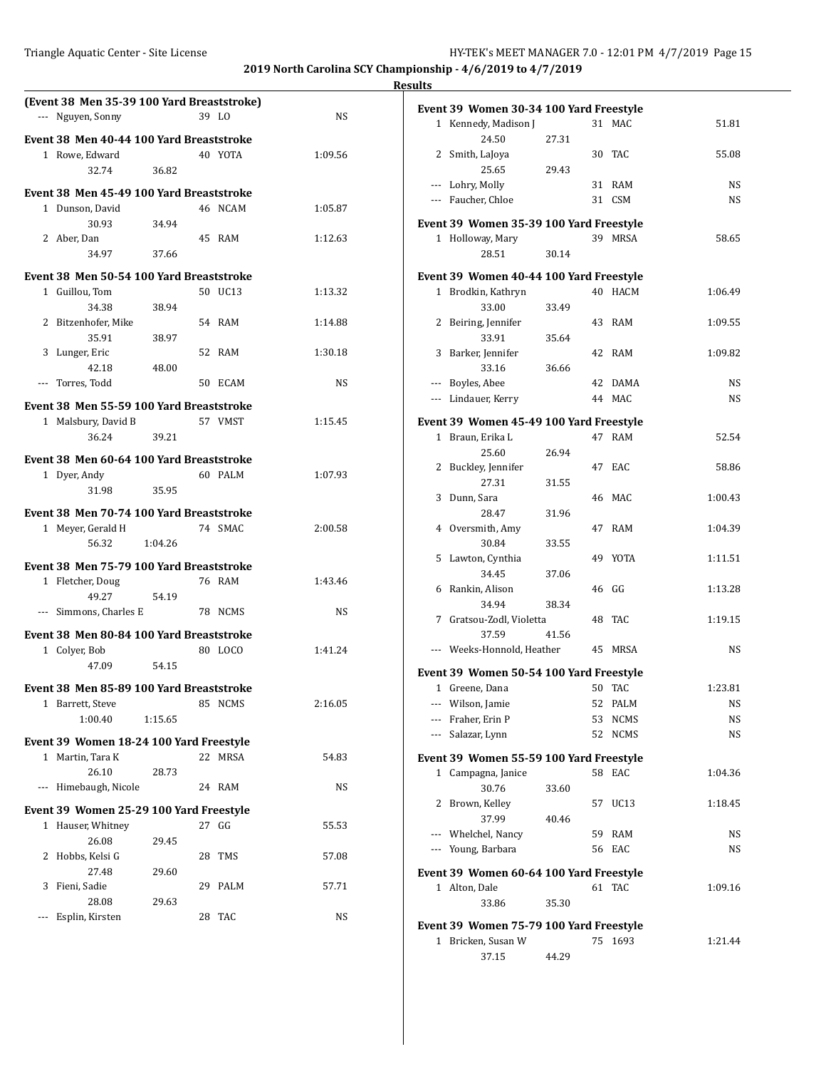## 2019 North Carolina SCY Championship - 4/6/2019 to 4/7/2019

### Results

**(Event 38 Men 35-39 100 Yard Breaststroke)**

| | Name | Age | Team | Time |
|---|---|---|---|---|
| --- | Nguyen, Sonny | 39 | LO | NS |

**Event 38 Men 40-44 100 Yard Breaststroke**

| | Name | Age | Team | Time |
|---|---|---|---|---|
| 1 | Rowe, Edward | 40 | YOTA | 1:09.56 |
| | 32.74 36.82 | | | |

**Event 38 Men 45-49 100 Yard Breaststroke**

| | Name | Age | Team | Time |
|---|---|---|---|---|
| 1 | Dunson, David | 46 | NCAM | 1:05.87 |
| | 30.93 34.94 | | | |
| 2 | Aber, Dan | 45 | RAM | 1:12.63 |
| | 34.97 37.66 | | | |

**Event 38 Men 50-54 100 Yard Breaststroke**

| | Name | Age | Team | Time |
|---|---|---|---|---|
| 1 | Guillou, Tom | 50 | UC13 | 1:13.32 |
| | 34.38 38.94 | | | |
| 2 | Bitzenhofer, Mike | 54 | RAM | 1:14.88 |
| | 35.91 38.97 | | | |
| 3 | Lunger, Eric | 52 | RAM | 1:30.18 |
| | 42.18 48.00 | | | |
| --- | Torres, Todd | 50 | ECAM | NS |

**Event 38 Men 55-59 100 Yard Breaststroke**

| | Name | Age | Team | Time |
|---|---|---|---|---|
| 1 | Malsbury, David B | 57 | VMST | 1:15.45 |
| | 36.24 39.21 | | | |

**Event 38 Men 60-64 100 Yard Breaststroke**

| | Name | Age | Team | Time |
|---|---|---|---|---|
| 1 | Dyer, Andy | 60 | PALM | 1:07.93 |
| | 31.98 35.95 | | | |

**Event 38 Men 70-74 100 Yard Breaststroke**

| | Name | Age | Team | Time |
|---|---|---|---|---|
| 1 | Meyer, Gerald H | 74 | SMAC | 2:00.58 |
| | 56.32 1:04.26 | | | |

**Event 38 Men 75-79 100 Yard Breaststroke**

| | Name | Age | Team | Time |
|---|---|---|---|---|
| 1 | Fletcher, Doug | 76 | RAM | 1:43.46 |
| | 49.27 54.19 | | | |
| --- | Simmons, Charles E | 78 | NCMS | NS |

**Event 38 Men 80-84 100 Yard Breaststroke**

| | Name | Age | Team | Time |
|---|---|---|---|---|
| 1 | Colyer, Bob | 80 | LOCO | 1:41.24 |
| | 47.09 54.15 | | | |

**Event 38 Men 85-89 100 Yard Breaststroke**

| | Name | Age | Team | Time |
|---|---|---|---|---|
| 1 | Barrett, Steve | 85 | NCMS | 2:16.05 |
| | 1:00.40 1:15.65 | | | |

**Event 39 Women 18-24 100 Yard Freestyle**

| | Name | Age | Team | Time |
|---|---|---|---|---|
| 1 | Martin, Tara K | 22 | MRSA | 54.83 |
| | 26.10 28.73 | | | |
| --- | Himebaugh, Nicole | 24 | RAM | NS |

**Event 39 Women 25-29 100 Yard Freestyle**

| | Name | Age | Team | Time |
|---|---|---|---|---|
| 1 | Hauser, Whitney | 27 | GG | 55.53 |
| | 26.08 29.45 | | | |
| 2 | Hobbs, Kelsi G | 28 | TMS | 57.08 |
| | 27.48 29.60 | | | |
| 3 | Fieni, Sadie | 29 | PALM | 57.71 |
| | 28.08 29.63 | | | |
| --- | Esplin, Kirsten | 28 | TAC | NS |

**Event 39 Women 30-34 100 Yard Freestyle**

| | Name | Age | Team | Time |
|---|---|---|---|---|
| 1 | Kennedy, Madison J | 31 | MAC | 51.81 |
| | 24.50 27.31 | | | |
| 2 | Smith, LaJoya | 30 | TAC | 55.08 |
| | 25.65 29.43 | | | |
| --- | Lohry, Molly | 31 | RAM | NS |
| --- | Faucher, Chloe | 31 | CSM | NS |

**Event 39 Women 35-39 100 Yard Freestyle**

| | Name | Age | Team | Time |
|---|---|---|---|---|
| 1 | Holloway, Mary | 39 | MRSA | 58.65 |
| | 28.51 30.14 | | | |

**Event 39 Women 40-44 100 Yard Freestyle**

| | Name | Age | Team | Time |
|---|---|---|---|---|
| 1 | Brodkin, Kathryn | 40 | HACM | 1:06.49 |
| | 33.00 33.49 | | | |
| 2 | Beiring, Jennifer | 43 | RAM | 1:09.55 |
| | 33.91 35.64 | | | |
| 3 | Barker, Jennifer | 42 | RAM | 1:09.82 |
| | 33.16 36.66 | | | |
| --- | Boyles, Abee | 42 | DAMA | NS |
| --- | Lindauer, Kerry | 44 | MAC | NS |

**Event 39 Women 45-49 100 Yard Freestyle**

| | Name | Age | Team | Time |
|---|---|---|---|---|
| 1 | Braun, Erika L | 47 | RAM | 52.54 |
| | 25.60 26.94 | | | |
| 2 | Buckley, Jennifer | 47 | EAC | 58.86 |
| | 27.31 31.55 | | | |
| 3 | Dunn, Sara | 46 | MAC | 1:00.43 |
| | 28.47 31.96 | | | |
| 4 | Oversmith, Amy | 47 | RAM | 1:04.39 |
| | 30.84 33.55 | | | |
| 5 | Lawton, Cynthia | 49 | YOTA | 1:11.51 |
| | 34.45 37.06 | | | |
| 6 | Rankin, Alison | 46 | GG | 1:13.28 |
| | 34.94 38.34 | | | |
| 7 | Gratsou-Zodl, Violetta | 48 | TAC | 1:19.15 |
| | 37.59 41.56 | | | |
| --- | Weeks-Honnold, Heather | 45 | MRSA | NS |

**Event 39 Women 50-54 100 Yard Freestyle**

| | Name | Age | Team | Time |
|---|---|---|---|---|
| 1 | Greene, Dana | 50 | TAC | 1:23.81 |
| --- | Wilson, Jamie | 52 | PALM | NS |
| --- | Fraher, Erin P | 53 | NCMS | NS |
| --- | Salazar, Lynn | 52 | NCMS | NS |

**Event 39 Women 55-59 100 Yard Freestyle**

| | Name | Age | Team | Time |
|---|---|---|---|---|
| 1 | Campagna, Janice | 58 | EAC | 1:04.36 |
| | 30.76 33.60 | | | |
| 2 | Brown, Kelley | 57 | UC13 | 1:18.45 |
| | 37.99 40.46 | | | |
| --- | Whelchel, Nancy | 59 | RAM | NS |
| --- | Young, Barbara | 56 | EAC | NS |

**Event 39 Women 60-64 100 Yard Freestyle**

| | Name | Age | Team | Time |
|---|---|---|---|---|
| 1 | Alton, Dale | 61 | TAC | 1:09.16 |
| | 33.86 35.30 | | | |

**Event 39 Women 75-79 100 Yard Freestyle**

| | Name | Age | Team | Time |
|---|---|---|---|---|
| 1 | Bricken, Susan W | 75 | 1693 | 1:21.44 |
| | 37.15 44.29 | | | |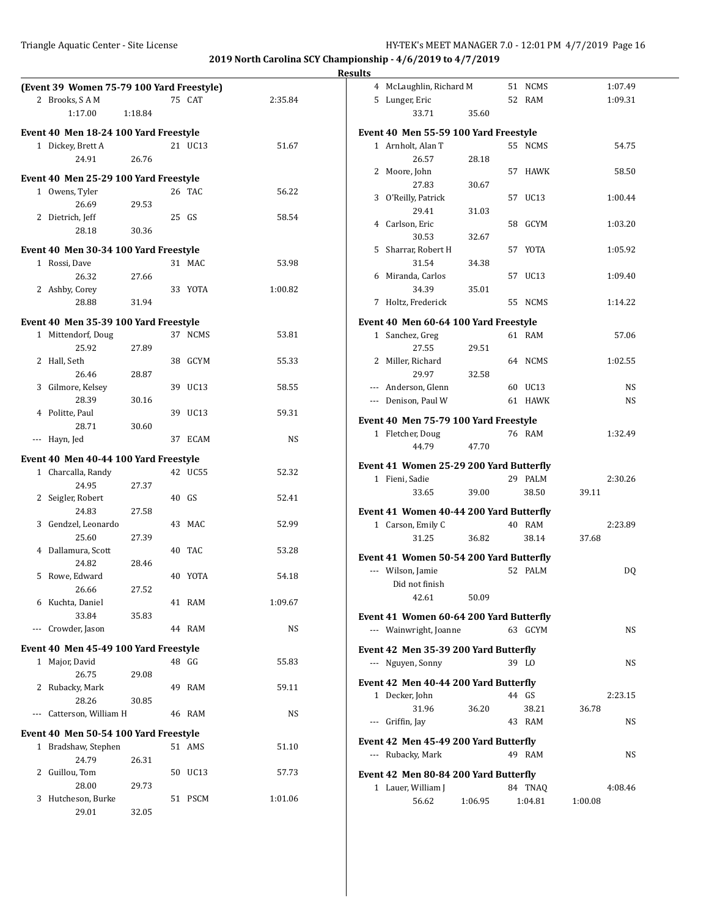**2019 North Carolina SCY Championship - 4/6/2019 to 4/7/2019**

**Results**

**(Event 39 Women 75-79 100 Yard Freestyle)**

| Place | Name | Age | Team | Finals Time |
|---|---|---|---|---|
| 2 | Brooks, S A M | 75 | CAT | 2:35.84 |
| | 1:17.00 1:18.84 | | | |

**Event 40 Men 18-24 100 Yard Freestyle**

| Place | Name | Age | Team | Finals Time |
|---|---|---|---|---|
| 1 | Dickey, Brett A | 21 | UC13 | 51.67 |
| | 24.91 26.76 | | | |

**Event 40 Men 25-29 100 Yard Freestyle**

| Place | Name | Age | Team | Finals Time |
|---|---|---|---|---|
| 1 | Owens, Tyler | 26 | TAC | 56.22 |
| | 26.69 29.53 | | | |
| 2 | Dietrich, Jeff | 25 | GS | 58.54 |
| | 28.18 30.36 | | | |

**Event 40 Men 30-34 100 Yard Freestyle**

| Place | Name | Age | Team | Finals Time |
|---|---|---|---|---|
| 1 | Rossi, Dave | 31 | MAC | 53.98 |
| | 26.32 27.66 | | | |
| 2 | Ashby, Corey | 33 | YOTA | 1:00.82 |
| | 28.88 31.94 | | | |

**Event 40 Men 35-39 100 Yard Freestyle**

| Place | Name | Age | Team | Finals Time |
|---|---|---|---|---|
| 1 | Mittendorf, Doug | 37 | NCMS | 53.81 |
| | 25.92 27.89 | | | |
| 2 | Hall, Seth | 38 | GCYM | 55.33 |
| | 26.46 28.87 | | | |
| 3 | Gilmore, Kelsey | 39 | UC13 | 58.55 |
| | 28.39 30.16 | | | |
| 4 | Politte, Paul | 39 | UC13 | 59.31 |
| | 28.71 30.60 | | | |
| --- | Hayn, Jed | 37 | ECAM | NS |

**Event 40 Men 40-44 100 Yard Freestyle**

| Place | Name | Age | Team | Finals Time |
|---|---|---|---|---|
| 1 | Charcalla, Randy | 42 | UC55 | 52.32 |
| | 24.95 27.37 | | | |
| 2 | Seigler, Robert | 40 | GS | 52.41 |
| | 24.83 27.58 | | | |
| 3 | Gendzel, Leonardo | 43 | MAC | 52.99 |
| | 25.60 27.39 | | | |
| 4 | Dallamura, Scott | 40 | TAC | 53.28 |
| | 24.82 28.46 | | | |
| 5 | Rowe, Edward | 40 | YOTA | 54.18 |
| | 26.66 27.52 | | | |
| 6 | Kuchta, Daniel | 41 | RAM | 1:09.67 |
| | 33.84 35.83 | | | |
| --- | Crowder, Jason | 44 | RAM | NS |

**Event 40 Men 45-49 100 Yard Freestyle**

| Place | Name | Age | Team | Finals Time |
|---|---|---|---|---|
| 1 | Major, David | 48 | GG | 55.83 |
| | 26.75 29.08 | | | |
| 2 | Rubacky, Mark | 49 | RAM | 59.11 |
| | 28.26 30.85 | | | |
| --- | Catterson, William H | 46 | RAM | NS |

**Event 40 Men 50-54 100 Yard Freestyle**

| Place | Name | Age | Team | Finals Time |
|---|---|---|---|---|
| 1 | Bradshaw, Stephen | 51 | AMS | 51.10 |
| | 24.79 26.31 | | | |
| 2 | Guillou, Tom | 50 | UC13 | 57.73 |
| | 28.00 29.73 | | | |
| 3 | Hutcheson, Burke | 51 | PSCM | 1:01.06 |
| | 29.01 32.05 | | | |
| 4 | McLaughlin, Richard M | 51 | NCMS | 1:07.49 |
| 5 | Lunger, Eric | 52 | RAM | 1:09.31 |
| | 33.71 35.60 | | | |

**Event 40 Men 55-59 100 Yard Freestyle**

| Place | Name | Age | Team | Finals Time |
|---|---|---|---|---|
| 1 | Arnholt, Alan T | 55 | NCMS | 54.75 |
| | 26.57 28.18 | | | |
| 2 | Moore, John | 57 | HAWK | 58.50 |
| | 27.83 30.67 | | | |
| 3 | O'Reilly, Patrick | 57 | UC13 | 1:00.44 |
| | 29.41 31.03 | | | |
| 4 | Carlson, Eric | 58 | GCYM | 1:03.20 |
| | 30.53 32.67 | | | |
| 5 | Sharrar, Robert H | 57 | YOTA | 1:05.92 |
| | 31.54 34.38 | | | |
| 6 | Miranda, Carlos | 57 | UC13 | 1:09.40 |
| | 34.39 35.01 | | | |
| 7 | Holtz, Frederick | 55 | NCMS | 1:14.22 |

**Event 40 Men 60-64 100 Yard Freestyle**

| Place | Name | Age | Team | Finals Time |
|---|---|---|---|---|
| 1 | Sanchez, Greg | 61 | RAM | 57.06 |
| | 27.55 29.51 | | | |
| 2 | Miller, Richard | 64 | NCMS | 1:02.55 |
| | 29.97 32.58 | | | |
| --- | Anderson, Glenn | 60 | UC13 | NS |
| --- | Denison, Paul W | 61 | HAWK | NS |

**Event 40 Men 75-79 100 Yard Freestyle**

| Place | Name | Age | Team | Finals Time |
|---|---|---|---|---|
| 1 | Fletcher, Doug | 76 | RAM | 1:32.49 |
| | 44.79 47.70 | | | |

**Event 41 Women 25-29 200 Yard Butterfly**

| Place | Name | Age | Team | Finals Time |
|---|---|---|---|---|
| 1 | Fieni, Sadie | 29 | PALM | 2:30.26 |
| | 33.65 39.00 38.50 39.11 | | | |

**Event 41 Women 40-44 200 Yard Butterfly**

| Place | Name | Age | Team | Finals Time |
|---|---|---|---|---|
| 1 | Carson, Emily C | 40 | RAM | 2:23.89 |
| | 31.25 36.82 38.14 37.68 | | | |

**Event 41 Women 50-54 200 Yard Butterfly**

| Place | Name | Age | Team | Finals Time |
|---|---|---|---|---|
| --- | Wilson, Jamie | 52 | PALM | DQ |
| | Did not finish | | | |
| | 42.61 50.09 | | | |

**Event 41 Women 60-64 200 Yard Butterfly**

| Place | Name | Age | Team | Finals Time |
|---|---|---|---|---|
| --- | Wainwright, Joanne | 63 | GCYM | NS |

**Event 42 Men 35-39 200 Yard Butterfly**

| Place | Name | Age | Team | Finals Time |
|---|---|---|---|---|
| --- | Nguyen, Sonny | 39 | LO | NS |

**Event 42 Men 40-44 200 Yard Butterfly**

| Place | Name | Age | Team | Finals Time |
|---|---|---|---|---|
| 1 | Decker, John | 44 | GS | 2:23.15 |
| | 31.96 36.20 38.21 36.78 | | | |
| --- | Griffin, Jay | 43 | RAM | NS |

**Event 42 Men 45-49 200 Yard Butterfly**

| Place | Name | Age | Team | Finals Time |
|---|---|---|---|---|
| --- | Rubacky, Mark | 49 | RAM | NS |

**Event 42 Men 80-84 200 Yard Butterfly**

| Place | Name | Age | Team | Finals Time |
|---|---|---|---|---|
| 1 | Lauer, William J | 84 | TNAQ | 4:08.46 |
| | 56.62 1:06.95 1:04.81 1:00.08 | | | |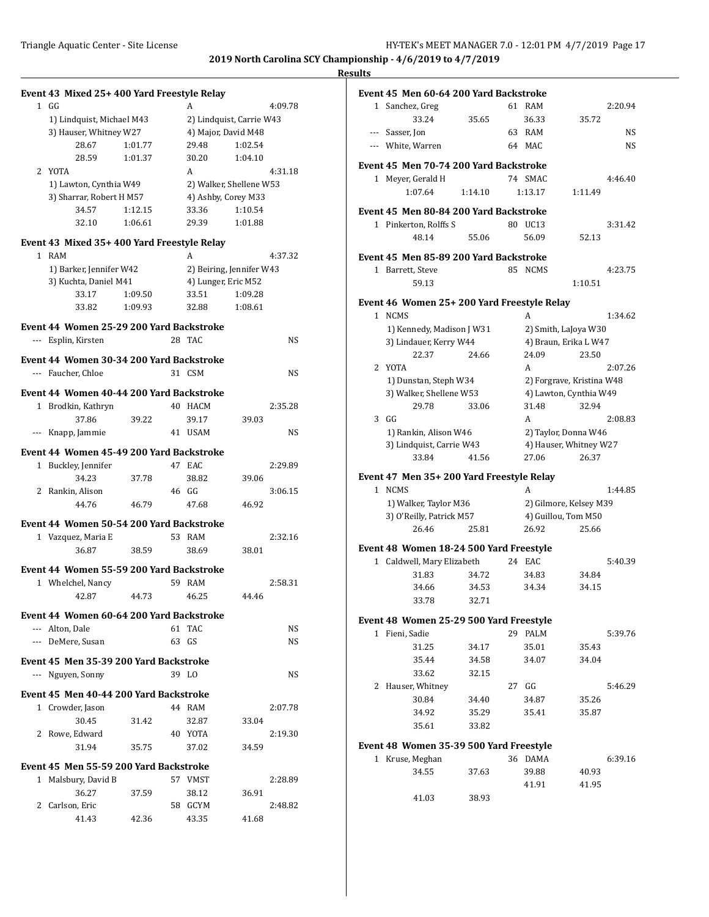## 2019 North Carolina SCY Championship - 4/6/2019 to 4/7/2019

### Results

#### Event 43 Mixed 25+ 400 Yard Freestyle Relay

1 GG A 4:09.78
1) Lindquist, Michael M43 2) Lindquist, Carrie W43
3) Hauser, Whitney W27 4) Major, David M48
28.67 1:01.77 29.48 1:02.54
28.59 1:01.37 30.20 1:04.10

2 YOTA A 4:31.18
1) Lawton, Cynthia W49 2) Walker, Shellene W53
3) Sharrar, Robert H M57 4) Ashby, Corey M33
34.57 1:12.15 33.36 1:10.54
32.10 1:06.61 29.39 1:01.88

#### Event 43 Mixed 35+ 400 Yard Freestyle Relay

1 RAM A 4:37.32
1) Barker, Jennifer W42 2) Beiring, Jennifer W43
3) Kuchta, Daniel M41 4) Lunger, Eric M52
33.17 1:09.50 33.51 1:09.28
33.82 1:09.93 32.88 1:08.61

#### Event 44 Women 25-29 200 Yard Backstroke

--- Esplin, Kirsten 28 TAC NS

#### Event 44 Women 30-34 200 Yard Backstroke

--- Faucher, Chloe 31 CSM NS

#### Event 44 Women 40-44 200 Yard Backstroke

1 Brodkin, Kathryn 40 HACM 2:35.28
37.86 39.22 39.17 39.03
--- Knapp, Jammie 41 USAM NS

#### Event 44 Women 45-49 200 Yard Backstroke

1 Buckley, Jennifer 47 EAC 2:29.89
34.23 37.78 38.82 39.06
2 Rankin, Alison 46 GG 3:06.15
44.76 46.79 47.68 46.92

#### Event 44 Women 50-54 200 Yard Backstroke

1 Vazquez, Maria E 53 RAM 2:32.16
36.87 38.59 38.69 38.01

#### Event 44 Women 55-59 200 Yard Backstroke

1 Whelchel, Nancy 59 RAM 2:58.31
42.87 44.73 46.25 44.46

#### Event 44 Women 60-64 200 Yard Backstroke

--- Alton, Dale 61 TAC NS
--- DeMere, Susan 63 GS NS

#### Event 45 Men 35-39 200 Yard Backstroke

--- Nguyen, Sonny 39 LO NS

#### Event 45 Men 40-44 200 Yard Backstroke

1 Crowder, Jason 44 RAM 2:07.78
30.45 31.42 32.87 33.04
2 Rowe, Edward 40 YOTA 2:19.30
31.94 35.75 37.02 34.59

#### Event 45 Men 55-59 200 Yard Backstroke

1 Malsbury, David B 57 VMST 2:28.89
36.27 37.59 38.12 36.91
2 Carlson, Eric 58 GCYM 2:48.82
41.43 42.36 43.35 41.68

#### Event 45 Men 60-64 200 Yard Backstroke

1 Sanchez, Greg 61 RAM 2:20.94
33.24 35.65 36.33 35.72
--- Sasser, Jon 63 RAM NS
--- White, Warren 64 MAC NS

#### Event 45 Men 70-74 200 Yard Backstroke

1 Meyer, Gerald H 74 SMAC 4:46.40
1:07.64 1:14.10 1:13.17 1:11.49

#### Event 45 Men 80-84 200 Yard Backstroke

1 Pinkerton, Rolffs S 80 UC13 3:31.42
48.14 55.06 56.09 52.13

#### Event 45 Men 85-89 200 Yard Backstroke

1 Barrett, Steve 85 NCMS 4:23.75
59.13 1:10.51

#### Event 46 Women 25+ 200 Yard Freestyle Relay

1 NCMS A 1:34.62
1) Kennedy, Madison J W31 2) Smith, LaJoya W30
3) Lindauer, Kerry W44 4) Braun, Erika L W47
22.37 24.66 24.09 23.50

2 YOTA A 2:07.26
1) Dunstan, Steph W34 2) Forgrave, Kristina W48
3) Walker, Shellene W53 4) Lawton, Cynthia W49
29.78 33.06 31.48 32.94

3 GG A 2:08.83
1) Rankin, Alison W46 2) Taylor, Donna W46
3) Lindquist, Carrie W43 4) Hauser, Whitney W27
33.84 41.56 27.06 26.37

#### Event 47 Men 35+ 200 Yard Freestyle Relay

1 NCMS A 1:44.85
1) Walker, Taylor M36 2) Gilmore, Kelsey M39
3) O'Reilly, Patrick M57 4) Guillou, Tom M50
26.46 25.81 26.92 25.66

#### Event 48 Women 18-24 500 Yard Freestyle

1 Caldwell, Mary Elizabeth 24 EAC 5:40.39
31.83 34.72 34.83 34.84
34.66 34.53 34.34 34.15
33.78 32.71

#### Event 48 Women 25-29 500 Yard Freestyle

1 Fieni, Sadie 29 PALM 5:39.76
31.25 34.17 35.01 35.43
35.44 34.58 34.07 34.04
33.62 32.15
2 Hauser, Whitney 27 GG 5:46.29
30.84 34.40 34.87 35.26
34.92 35.29 35.41 35.87
35.61 33.82

#### Event 48 Women 35-39 500 Yard Freestyle

1 Kruse, Meghan 36 DAMA 6:39.16
34.55 37.63 39.88 40.93
41.91 41.95
41.03 38.93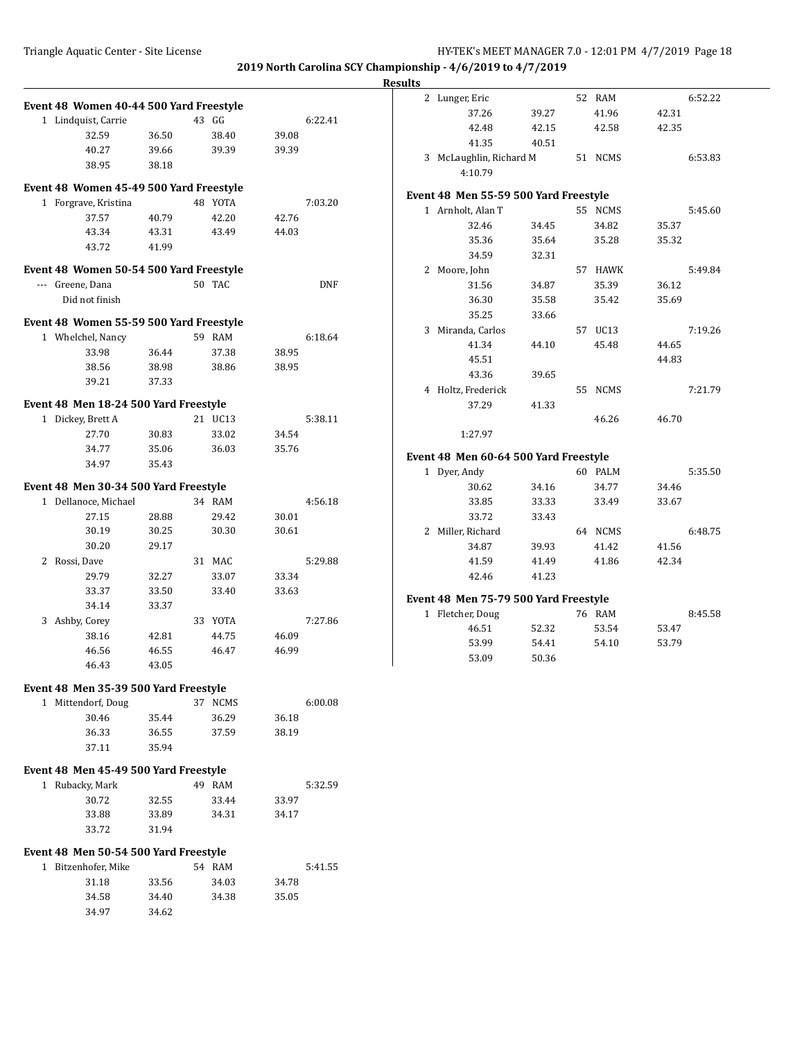**2019 North Carolina SCY Championship - 4/6/2019 to 4/7/2019**

**Results**

### Event 48 Women 40-44 500 Yard Freestyle

| | | | | |
|---|---|---|---|---|
| 1 Lindquist, Carrie | | 43 GG | | 6:22.41 |
| 32.59 | 36.50 | 38.40 | 39.08 | |
| 40.27 | 39.66 | 39.39 | 39.39 | |
| 38.95 | 38.18 | | | |

### Event 48 Women 45-49 500 Yard Freestyle

| | | | | |
|---|---|---|---|---|
| 1 Forgrave, Kristina | | 48 YOTA | | 7:03.20 |
| 37.57 | 40.79 | 42.20 | 42.76 | |
| 43.34 | 43.31 | 43.49 | 44.03 | |
| 43.72 | 41.99 | | | |

### Event 48 Women 50-54 500 Yard Freestyle

| | | | | |
|---|---|---|---|---|
| --- Greene, Dana | | 50 TAC | | DNF |
| Did not finish | | | | |

### Event 48 Women 55-59 500 Yard Freestyle

| | | | | |
|---|---|---|---|---|
| 1 Whelchel, Nancy | | 59 RAM | | 6:18.64 |
| 33.98 | 36.44 | 37.38 | 38.95 | |
| 38.56 | 38.98 | 38.86 | 38.95 | |
| 39.21 | 37.33 | | | |

### Event 48 Men 18-24 500 Yard Freestyle

| | | | | |
|---|---|---|---|---|
| 1 Dickey, Brett A | | 21 UC13 | | 5:38.11 |
| 27.70 | 30.83 | 33.02 | 34.54 | |
| 34.77 | 35.06 | 36.03 | 35.76 | |
| 34.97 | 35.43 | | | |

### Event 48 Men 30-34 500 Yard Freestyle

| | | | | |
|---|---|---|---|---|
| 1 Dellanoce, Michael | | 34 RAM | | 4:56.18 |
| 27.15 | 28.88 | 29.42 | 30.01 | |
| 30.19 | 30.25 | 30.30 | 30.61 | |
| 30.20 | 29.17 | | | |
| 2 Rossi, Dave | | 31 MAC | | 5:29.88 |
| 29.79 | 32.27 | 33.07 | 33.34 | |
| 33.37 | 33.50 | 33.40 | 33.63 | |
| 34.14 | 33.37 | | | |
| 3 Ashby, Corey | | 33 YOTA | | 7:27.86 |
| 38.16 | 42.81 | 44.75 | 46.09 | |
| 46.56 | 46.55 | 46.47 | 46.99 | |
| 46.43 | 43.05 | | | |

### Event 48 Men 35-39 500 Yard Freestyle

| | | | | |
|---|---|---|---|---|
| 1 Mittendorf, Doug | | 37 NCMS | | 6:00.08 |
| 30.46 | 35.44 | 36.29 | 36.18 | |
| 36.33 | 36.55 | 37.59 | 38.19 | |
| 37.11 | 35.94 | | | |

### Event 48 Men 45-49 500 Yard Freestyle

| | | | | |
|---|---|---|---|---|
| 1 Rubacky, Mark | | 49 RAM | | 5:32.59 |
| 30.72 | 32.55 | 33.44 | 33.97 | |
| 33.88 | 33.89 | 34.31 | 34.17 | |
| 33.72 | 31.94 | | | |

### Event 48 Men 50-54 500 Yard Freestyle

| | | | | |
|---|---|---|---|---|
| 1 Bitzenhofer, Mike | | 54 RAM | | 5:41.55 |
| 31.18 | 33.56 | 34.03 | 34.78 | |
| 34.58 | 34.40 | 34.38 | 35.05 | |
| 34.97 | 34.62 | | | |
| 2 Lunger, Eric | | 52 RAM | | 6:52.22 |
| 37.26 | 39.27 | 41.96 | 42.31 | |
| 42.48 | 42.15 | 42.58 | 42.35 | |
| 41.35 | 40.51 | | | |
| 3 McLaughlin, Richard M | | 51 NCMS | | 6:53.83 |
| 4:10.79 | | | | |

### Event 48 Men 55-59 500 Yard Freestyle

| | | | | |
|---|---|---|---|---|
| 1 Arnholt, Alan T | | 55 NCMS | | 5:45.60 |
| 32.46 | 34.45 | 34.82 | 35.37 | |
| 35.36 | 35.64 | 35.28 | 35.32 | |
| 34.59 | 32.31 | | | |
| 2 Moore, John | | 57 HAWK | | 5:49.84 |
| 31.56 | 34.87 | 35.39 | 36.12 | |
| 36.30 | 35.58 | 35.42 | 35.69 | |
| 35.25 | 33.66 | | | |
| 3 Miranda, Carlos | | 57 UC13 | | 7:19.26 |
| 41.34 | 44.10 | 45.48 | 44.65 | |
| 45.51 | | | 44.83 | |
| 43.36 | 39.65 | | | |
| 4 Holtz, Frederick | | 55 NCMS | | 7:21.79 |
| 37.29 | 41.33 | | | |
| | | 46.26 | 46.70 | |
| 1:27.97 | | | | |

### Event 48 Men 60-64 500 Yard Freestyle

| | | | | |
|---|---|---|---|---|
| 1 Dyer, Andy | | 60 PALM | | 5:35.50 |
| 30.62 | 34.16 | 34.77 | 34.46 | |
| 33.85 | 33.33 | 33.49 | 33.67 | |
| 33.72 | 33.43 | | | |
| 2 Miller, Richard | | 64 NCMS | | 6:48.75 |
| 34.87 | 39.93 | 41.42 | 41.56 | |
| 41.59 | 41.49 | 41.86 | 42.34 | |
| 42.46 | 41.23 | | | |

### Event 48 Men 75-79 500 Yard Freestyle

| | | | | |
|---|---|---|---|---|
| 1 Fletcher, Doug | | 76 RAM | | 8:45.58 |
| 46.51 | 52.32 | 53.54 | 53.47 | |
| 53.99 | 54.41 | 54.10 | 53.79 | |
| 53.09 | 50.36 | | | |